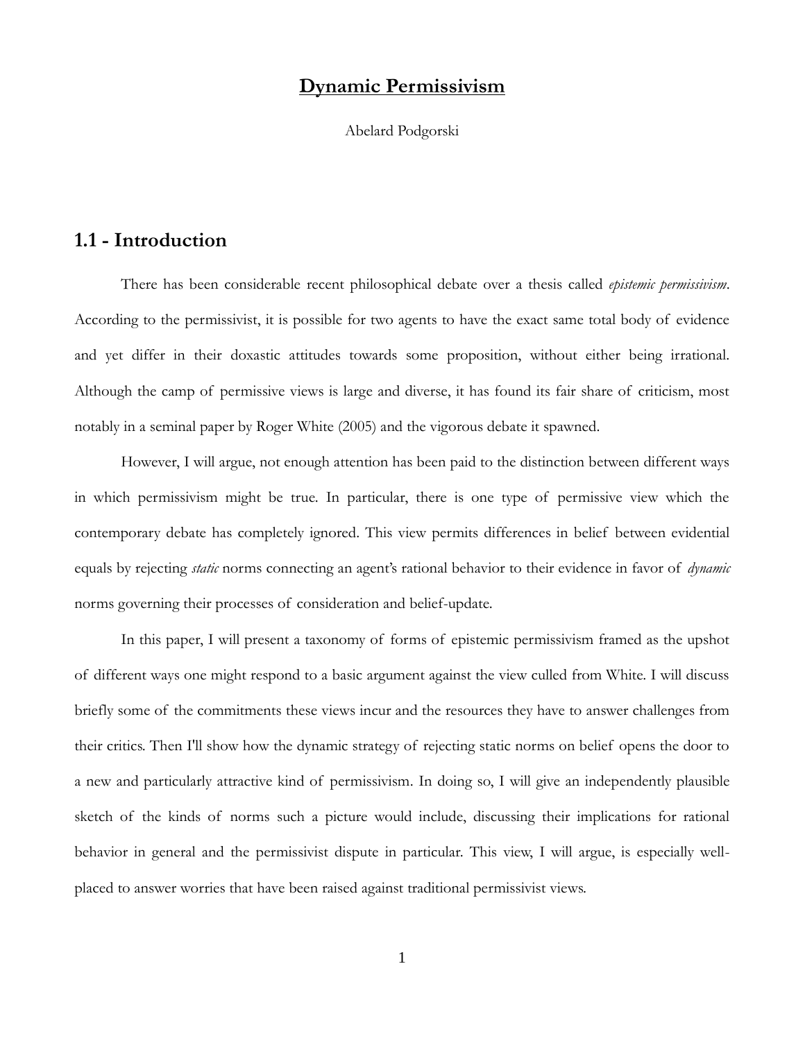# Dynamic Permissivism

Abelard Podgorski

## 1.1 - Introduction

There has been considerable recent philosophical debate over a thesis called *epistemic permissivism*. According to the permissivist, it is possible for two agents to have the exact same total body of evidence and yet differ in their doxastic attitudes towards some proposition, without either being irrational. Although the camp of permissive views is large and diverse, it has found its fair share of criticism, most notably in a seminal paper by Roger White (2005) and the vigorous debate it spawned.

However, I will argue, not enough attention has been paid to the distinction between different ways in which permissivism might be true. In particular, there is one type of permissive view which the contemporary debate has completely ignored. This view permits differences in belief between evidential equals by rejecting *static* norms connecting an agent's rational behavior to their evidence in favor of *dynamic* norms governing their processes of consideration and belief-update.

In this paper, I will present a taxonomy of forms of epistemic permissivism framed as the upshot of different ways one might respond to a basic argument against the view culled from White. I will discuss briefly some of the commitments these views incur and the resources they have to answer challenges from their critics. Then I'll show how the dynamic strategy of rejecting static norms on belief opens the door to a new and particularly attractive kind of permissivism. In doing so, I will give an independently plausible sketch of the kinds of norms such a picture would include, discussing their implications for rational behavior in general and the permissivist dispute in particular. This view, I will argue, is especially well-placed to answer worries that have been raised against traditional permissivist views.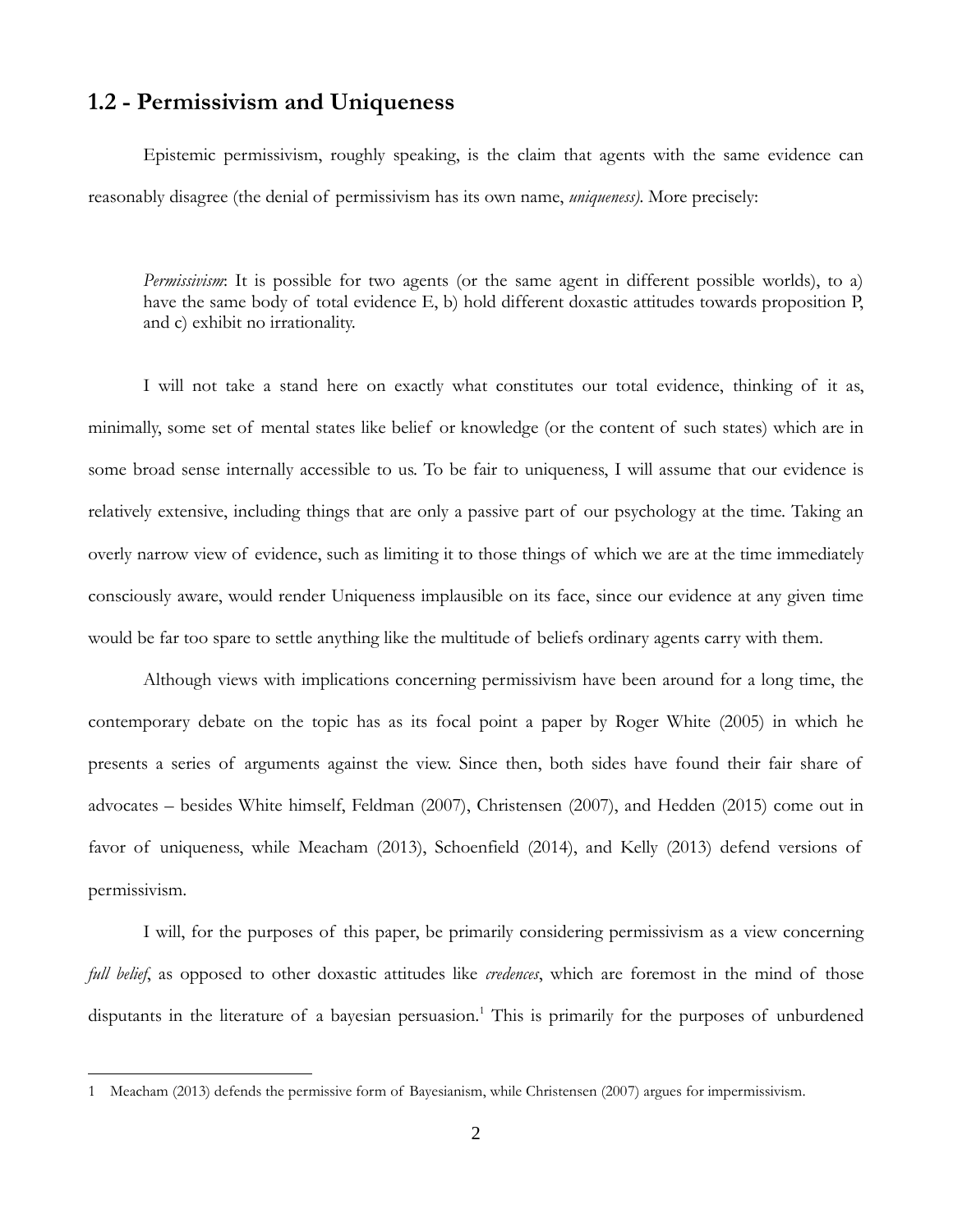## 1.2 - Permissivism and Uniqueness

Epistemic permissivism, roughly speaking, is the claim that agents with the same evidence can reasonably disagree (the denial of permissivism has its own name, *uniqueness)*. More precisely:

> *Permissivism*: It is possible for two agents (or the same agent in different possible worlds), to a) have the same body of total evidence E, b) hold different doxastic attitudes towards proposition P, and c) exhibit no irrationality.

I will not take a stand here on exactly what constitutes our total evidence, thinking of it as, minimally, some set of mental states like belief or knowledge (or the content of such states) which are in some broad sense internally accessible to us. To be fair to uniqueness, I will assume that our evidence is relatively extensive, including things that are only a passive part of our psychology at the time. Taking an overly narrow view of evidence, such as limiting it to those things of which we are at the time immediately consciously aware, would render Uniqueness implausible on its face, since our evidence at any given time would be far too spare to settle anything like the multitude of beliefs ordinary agents carry with them.

Although views with implications concerning permissivism have been around for a long time, the contemporary debate on the topic has as its focal point a paper by Roger White (2005) in which he presents a series of arguments against the view. Since then, both sides have found their fair share of advocates – besides White himself, Feldman (2007), Christensen (2007), and Hedden (2015) come out in favor of uniqueness, while Meacham (2013), Schoenfield (2014), and Kelly (2013) defend versions of permissivism.

I will, for the purposes of this paper, be primarily considering permissivism as a view concerning *full belief*, as opposed to other doxastic attitudes like *credences*, which are foremost in the mind of those disputants in the literature of a bayesian persuasion.[1] This is primarily for the purposes of unburdened

---

1 Meacham (2013) defends the permissive form of Bayesianism, while Christensen (2007) argues for impermissivism.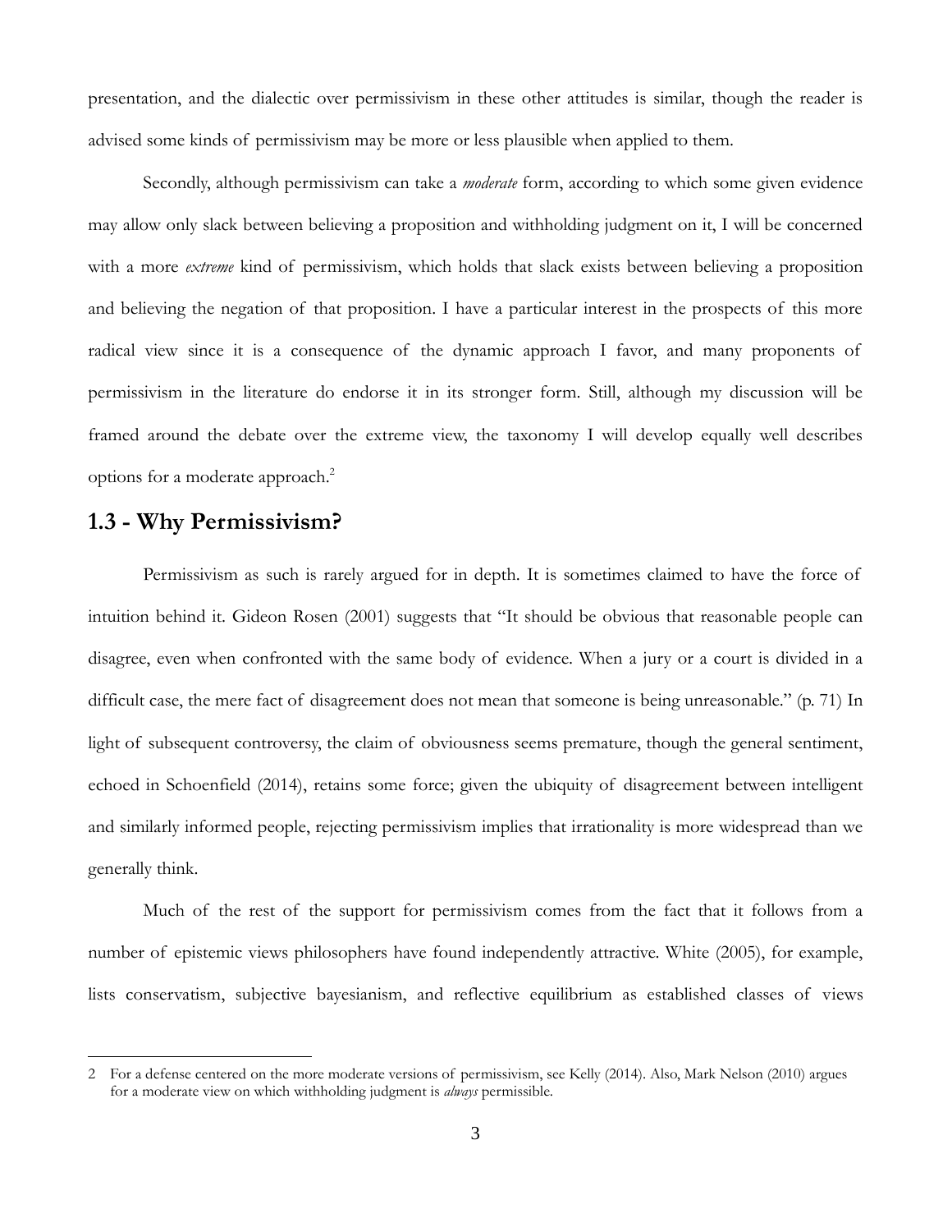presentation, and the dialectic over permissivism in these other attitudes is similar, though the reader is advised some kinds of permissivism may be more or less plausible when applied to them.

Secondly, although permissivism can take a *moderate* form, according to which some given evidence may allow only slack between believing a proposition and withholding judgment on it, I will be concerned with a more *extreme* kind of permissivism, which holds that slack exists between believing a proposition and believing the negation of that proposition. I have a particular interest in the prospects of this more radical view since it is a consequence of the dynamic approach I favor, and many proponents of permissivism in the literature do endorse it in its stronger form. Still, although my discussion will be framed around the debate over the extreme view, the taxonomy I will develop equally well describes options for a moderate approach.[2]

## 1.3 - Why Permissivism?

Permissivism as such is rarely argued for in depth. It is sometimes claimed to have the force of intuition behind it. Gideon Rosen (2001) suggests that "It should be obvious that reasonable people can disagree, even when confronted with the same body of evidence. When a jury or a court is divided in a difficult case, the mere fact of disagreement does not mean that someone is being unreasonable." (p. 71) In light of subsequent controversy, the claim of obviousness seems premature, though the general sentiment, echoed in Schoenfield (2014), retains some force; given the ubiquity of disagreement between intelligent and similarly informed people, rejecting permissivism implies that irrationality is more widespread than we generally think.

Much of the rest of the support for permissivism comes from the fact that it follows from a number of epistemic views philosophers have found independently attractive. White (2005), for example, lists conservatism, subjective bayesianism, and reflective equilibrium as established classes of views

2 For a defense centered on the more moderate versions of permissivism, see Kelly (2014). Also, Mark Nelson (2010) argues for a moderate view on which withholding judgment is *always* permissible.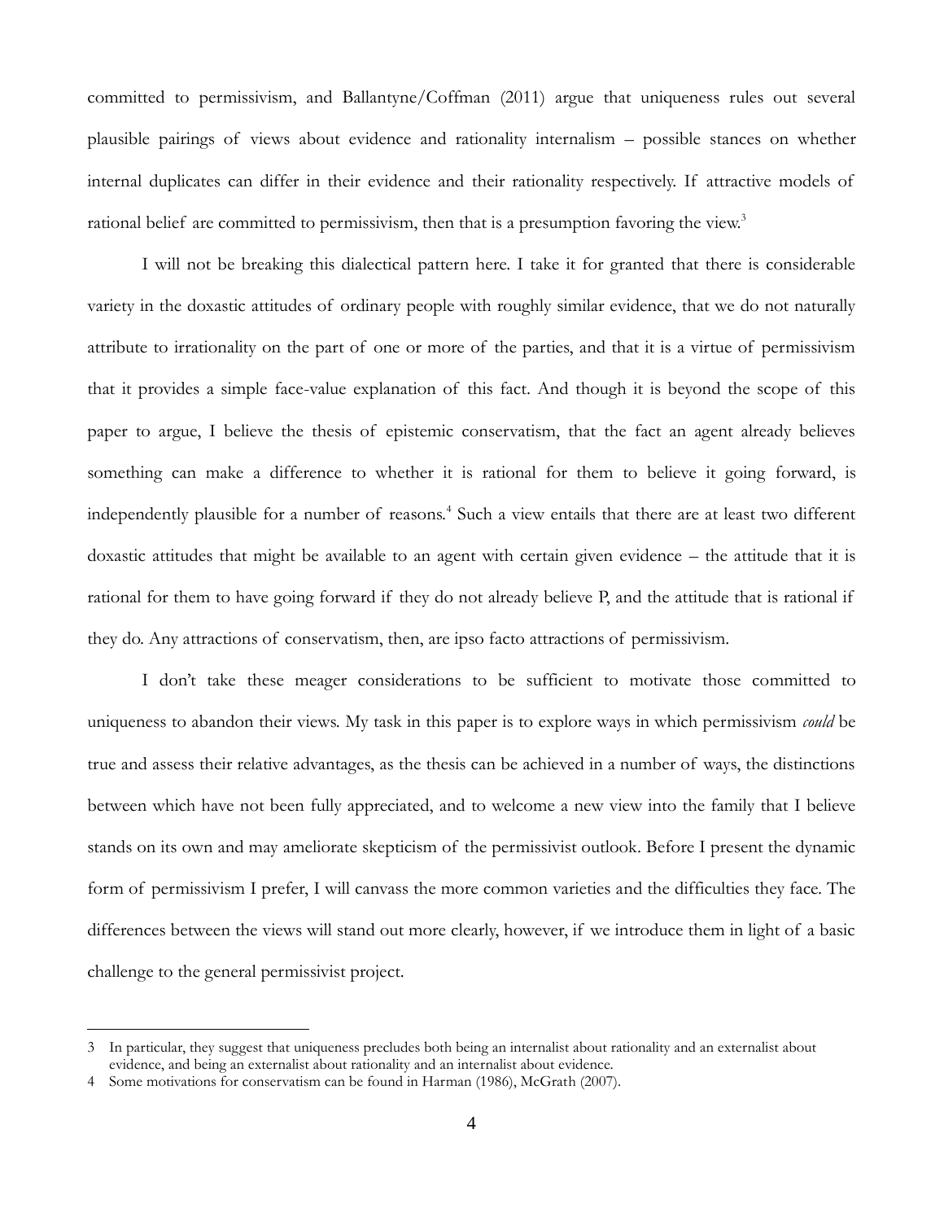committed to permissivism, and Ballantyne/Coffman (2011) argue that uniqueness rules out several plausible pairings of views about evidence and rationality internalism – possible stances on whether internal duplicates can differ in their evidence and their rationality respectively. If attractive models of rational belief are committed to permissivism, then that is a presumption favoring the view.[3]

I will not be breaking this dialectical pattern here. I take it for granted that there is considerable variety in the doxastic attitudes of ordinary people with roughly similar evidence, that we do not naturally attribute to irrationality on the part of one or more of the parties, and that it is a virtue of permissivism that it provides a simple face-value explanation of this fact. And though it is beyond the scope of this paper to argue, I believe the thesis of epistemic conservatism, that the fact an agent already believes something can make a difference to whether it is rational for them to believe it going forward, is independently plausible for a number of reasons.[4] Such a view entails that there are at least two different doxastic attitudes that might be available to an agent with certain given evidence – the attitude that it is rational for them to have going forward if they do not already believe P, and the attitude that is rational if they do. Any attractions of conservatism, then, are ipso facto attractions of permissivism.

I don't take these meager considerations to be sufficient to motivate those committed to uniqueness to abandon their views. My task in this paper is to explore ways in which permissivism *could* be true and assess their relative advantages, as the thesis can be achieved in a number of ways, the distinctions between which have not been fully appreciated, and to welcome a new view into the family that I believe stands on its own and may ameliorate skepticism of the permissivist outlook. Before I present the dynamic form of permissivism I prefer, I will canvass the more common varieties and the difficulties they face. The differences between the views will stand out more clearly, however, if we introduce them in light of a basic challenge to the general permissivist project.

---

3 In particular, they suggest that uniqueness precludes both being an internalist about rationality and an externalist about evidence, and being an externalist about rationality and an internalist about evidence.

4 Some motivations for conservatism can be found in Harman (1986), McGrath (2007).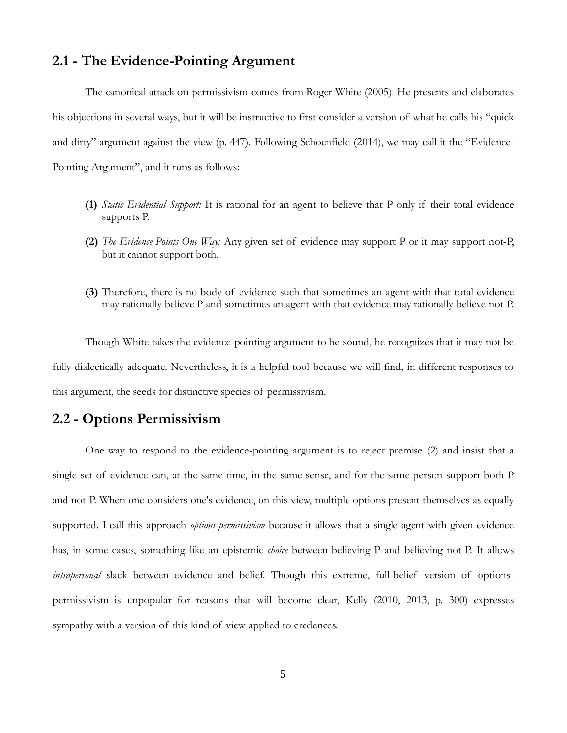## 2.1 - The Evidence-Pointing Argument

The canonical attack on permissivism comes from Roger White (2005). He presents and elaborates his objections in several ways, but it will be instructive to first consider a version of what he calls his "quick and dirty" argument against the view (p. 447). Following Schoenfield (2014), we may call it the "Evidence-Pointing Argument", and it runs as follows:

**(1)** *Static Evidential Support:* It is rational for an agent to believe that P only if their total evidence supports P.

**(2)** *The Evidence Points One Way:* Any given set of evidence may support P or it may support not-P, but it cannot support both.

**(3)** Therefore, there is no body of evidence such that sometimes an agent with that total evidence may rationally believe P and sometimes an agent with that evidence may rationally believe not-P.

Though White takes the evidence-pointing argument to be sound, he recognizes that it may not be fully dialectically adequate. Nevertheless, it is a helpful tool because we will find, in different responses to this argument, the seeds for distinctive species of permissivism.

## 2.2 - Options Permissivism

One way to respond to the evidence-pointing argument is to reject premise (2) and insist that a single set of evidence can, at the same time, in the same sense, and for the same person support both P and not-P. When one considers one's evidence, on this view, multiple options present themselves as equally supported. I call this approach *options-permissivism* because it allows that a single agent with given evidence has, in some cases, something like an epistemic *choice* between believing P and believing not-P. It allows *intrapersonal* slack between evidence and belief. Though this extreme, full-belief version of options-permissivism is unpopular for reasons that will become clear, Kelly (2010, 2013, p. 300) expresses sympathy with a version of this kind of view applied to credences.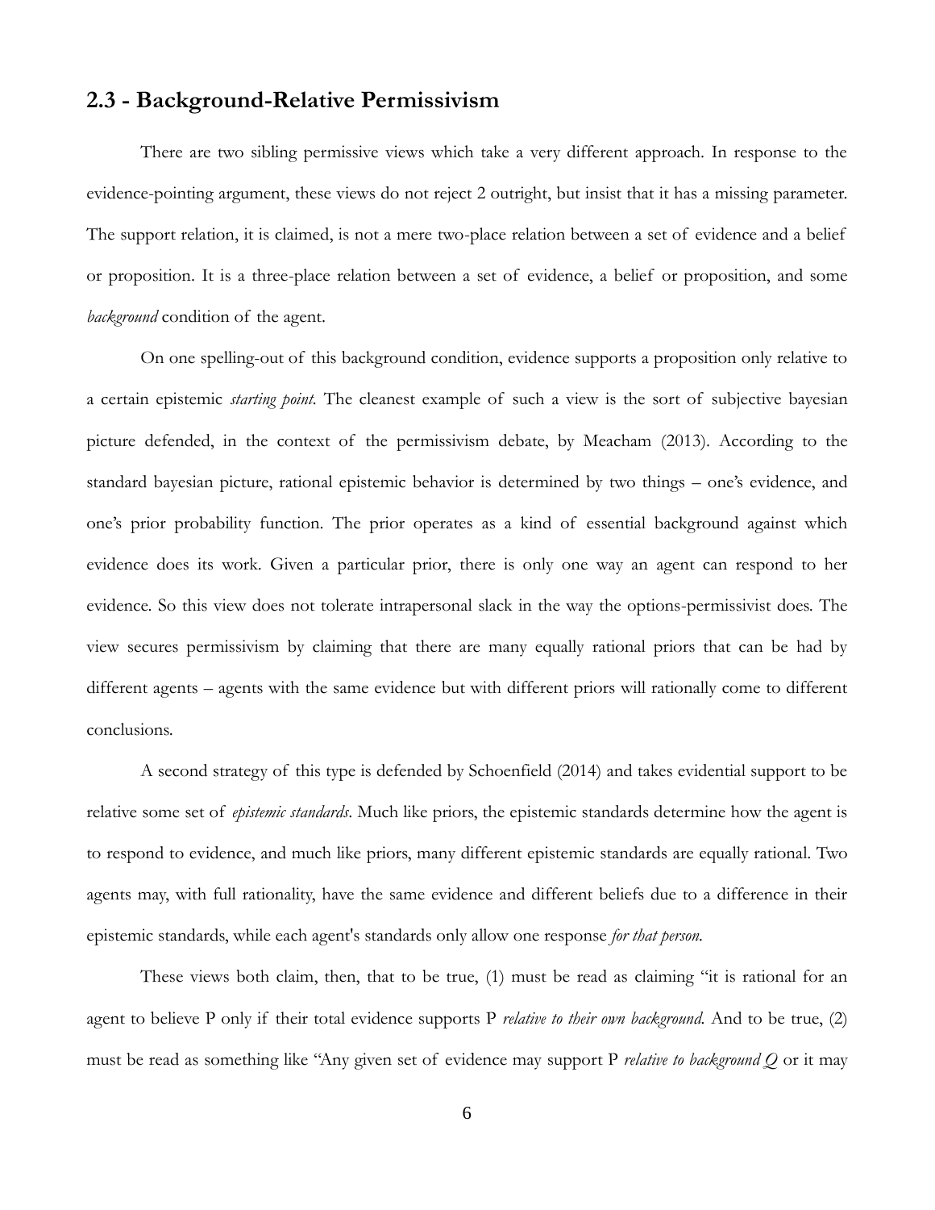## 2.3 - Background-Relative Permissivism

There are two sibling permissive views which take a very different approach. In response to the evidence-pointing argument, these views do not reject 2 outright, but insist that it has a missing parameter. The support relation, it is claimed, is not a mere two-place relation between a set of evidence and a belief or proposition. It is a three-place relation between a set of evidence, a belief or proposition, and some *background* condition of the agent.

On one spelling-out of this background condition, evidence supports a proposition only relative to a certain epistemic *starting point*. The cleanest example of such a view is the sort of subjective bayesian picture defended, in the context of the permissivism debate, by Meacham (2013). According to the standard bayesian picture, rational epistemic behavior is determined by two things – one's evidence, and one's prior probability function. The prior operates as a kind of essential background against which evidence does its work. Given a particular prior, there is only one way an agent can respond to her evidence. So this view does not tolerate intrapersonal slack in the way the options-permissivist does. The view secures permissivism by claiming that there are many equally rational priors that can be had by different agents – agents with the same evidence but with different priors will rationally come to different conclusions.

A second strategy of this type is defended by Schoenfield (2014) and takes evidential support to be relative some set of *epistemic standards*. Much like priors, the epistemic standards determine how the agent is to respond to evidence, and much like priors, many different epistemic standards are equally rational. Two agents may, with full rationality, have the same evidence and different beliefs due to a difference in their epistemic standards, while each agent's standards only allow one response *for that person.*

These views both claim, then, that to be true, (1) must be read as claiming "it is rational for an agent to believe P only if their total evidence supports P *relative to their own background.* And to be true, (2) must be read as something like "Any given set of evidence may support P *relative to background Q* or it may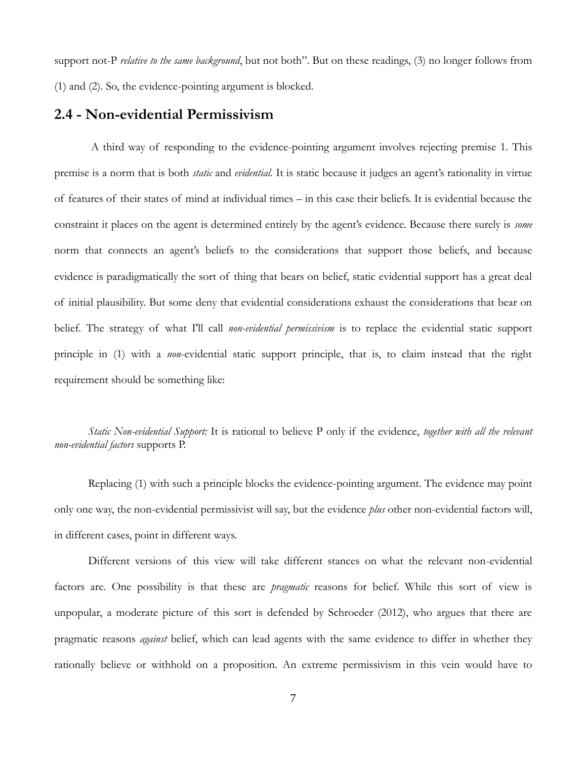support not-P *relative to the same background*, but not both". But on these readings, (3) no longer follows from (1) and (2). So, the evidence-pointing argument is blocked.

## 2.4 - Non-evidential Permissivism

A third way of responding to the evidence-pointing argument involves rejecting premise 1. This premise is a norm that is both *static* and *evidential.* It is static because it judges an agent's rationality in virtue of features of their states of mind at individual times – in this case their beliefs. It is evidential because the constraint it places on the agent is determined entirely by the agent's evidence. Because there surely is *some* norm that connects an agent's beliefs to the considerations that support those beliefs, and because evidence is paradigmatically the sort of thing that bears on belief, static evidential support has a great deal of initial plausibility. But some deny that evidential considerations exhaust the considerations that bear on belief. The strategy of what I'll call *non-evidential permissivism* is to replace the evidential static support principle in (1) with a *non*-evidential static support principle, that is, to claim instead that the right requirement should be something like:

> *Static Non-evidential Support:* It is rational to believe P only if the evidence, *together with all the relevant non-evidential factors* supports P.

Replacing (1) with such a principle blocks the evidence-pointing argument. The evidence may point only one way, the non-evidential permissivist will say, but the evidence *plus* other non-evidential factors will, in different cases, point in different ways.

Different versions of this view will take different stances on what the relevant non-evidential factors are. One possibility is that these are *pragmatic* reasons for belief. While this sort of view is unpopular, a moderate picture of this sort is defended by Schroeder (2012), who argues that there are pragmatic reasons *against* belief, which can lead agents with the same evidence to differ in whether they rationally believe or withhold on a proposition. An extreme permissivism in this vein would have to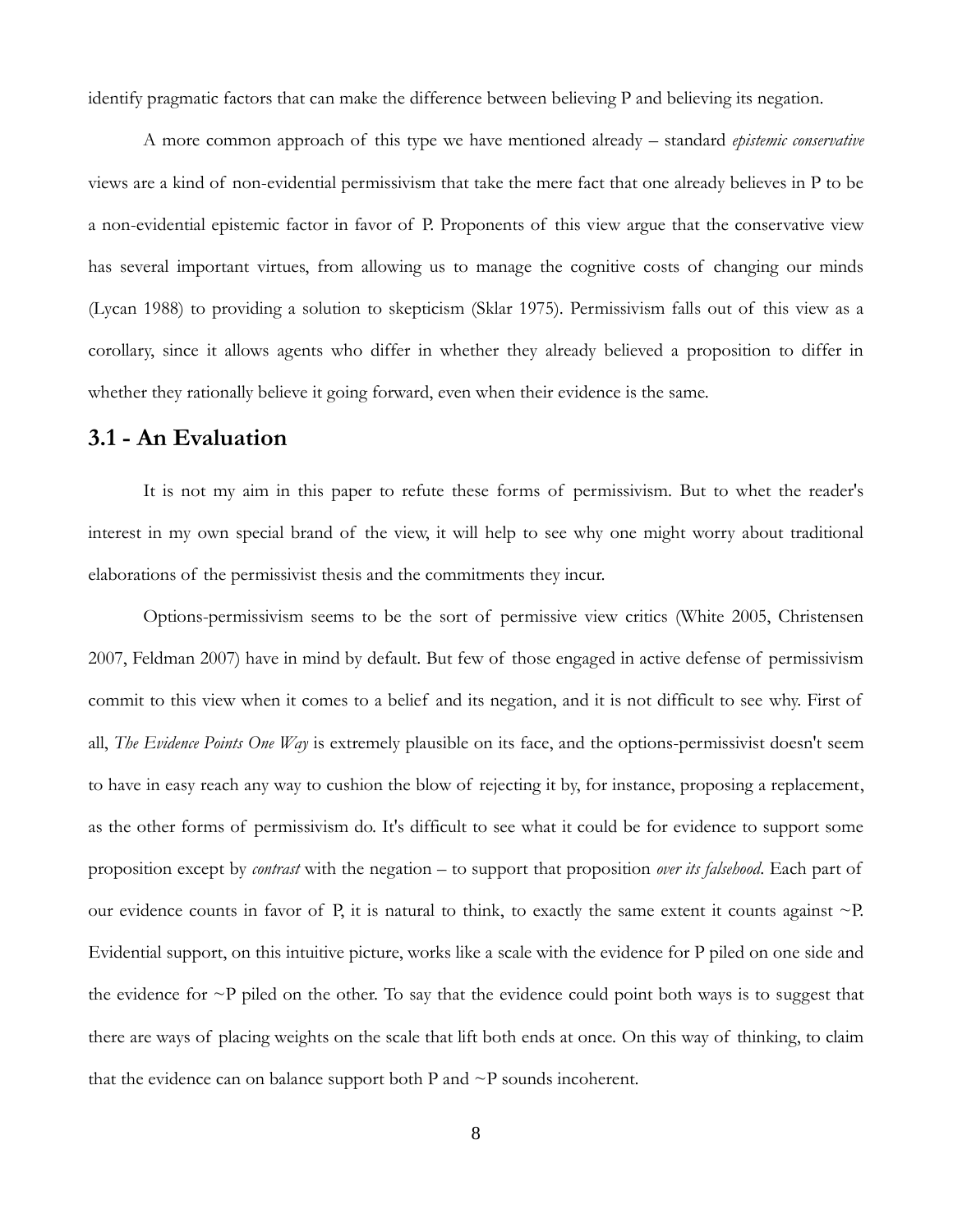identify pragmatic factors that can make the difference between believing P and believing its negation.

A more common approach of this type we have mentioned already – standard *epistemic conservative* views are a kind of non-evidential permissivism that take the mere fact that one already believes in P to be a non-evidential epistemic factor in favor of P. Proponents of this view argue that the conservative view has several important virtues, from allowing us to manage the cognitive costs of changing our minds (Lycan 1988) to providing a solution to skepticism (Sklar 1975). Permissivism falls out of this view as a corollary, since it allows agents who differ in whether they already believed a proposition to differ in whether they rationally believe it going forward, even when their evidence is the same.

## 3.1 - An Evaluation

It is not my aim in this paper to refute these forms of permissivism. But to whet the reader's interest in my own special brand of the view, it will help to see why one might worry about traditional elaborations of the permissivist thesis and the commitments they incur.

Options-permissivism seems to be the sort of permissive view critics (White 2005, Christensen 2007, Feldman 2007) have in mind by default. But few of those engaged in active defense of permissivism commit to this view when it comes to a belief and its negation, and it is not difficult to see why. First of all, *The Evidence Points One Way* is extremely plausible on its face, and the options-permissivist doesn't seem to have in easy reach any way to cushion the blow of rejecting it by, for instance, proposing a replacement, as the other forms of permissivism do. It's difficult to see what it could be for evidence to support some proposition except by *contrast* with the negation – to support that proposition *over its falsehood*. Each part of our evidence counts in favor of P, it is natural to think, to exactly the same extent it counts against ~P. Evidential support, on this intuitive picture, works like a scale with the evidence for P piled on one side and the evidence for ~P piled on the other. To say that the evidence could point both ways is to suggest that there are ways of placing weights on the scale that lift both ends at once. On this way of thinking, to claim that the evidence can on balance support both P and ~P sounds incoherent.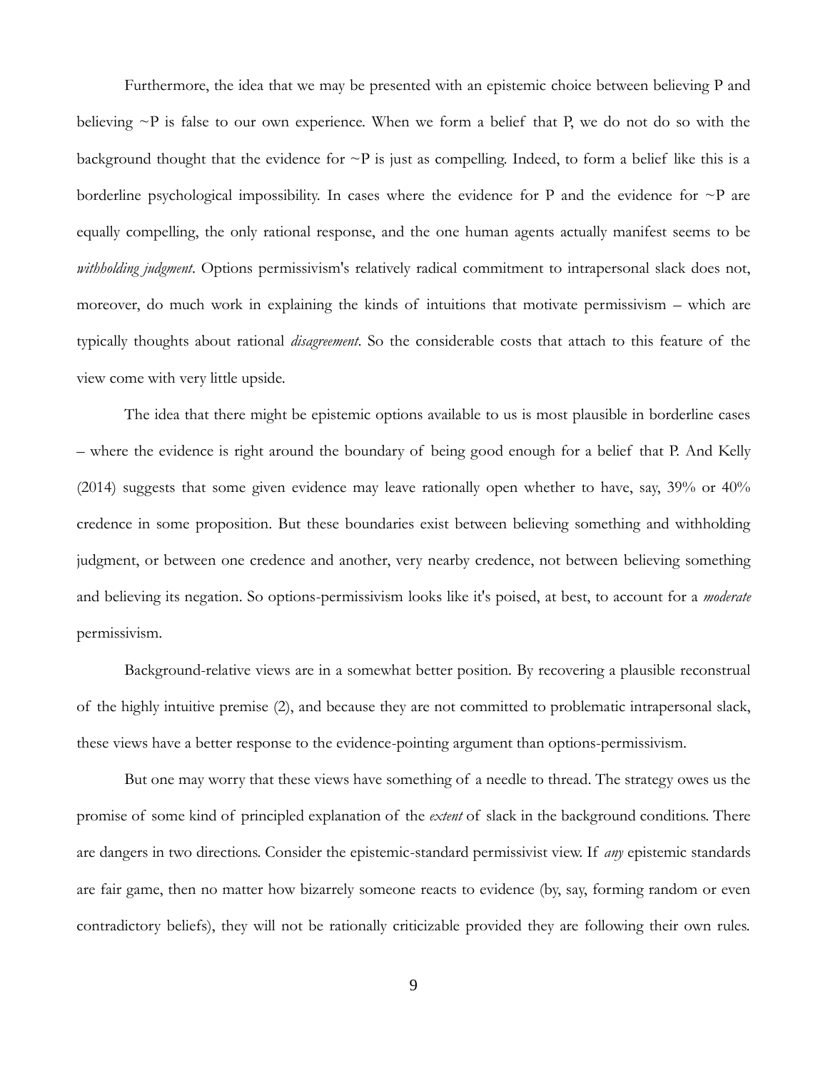Furthermore, the idea that we may be presented with an epistemic choice between believing P and believing ~P is false to our own experience. When we form a belief that P, we do not do so with the background thought that the evidence for ~P is just as compelling. Indeed, to form a belief like this is a borderline psychological impossibility. In cases where the evidence for P and the evidence for ~P are equally compelling, the only rational response, and the one human agents actually manifest seems to be *withholding judgment*. Options permissivism's relatively radical commitment to intrapersonal slack does not, moreover, do much work in explaining the kinds of intuitions that motivate permissivism – which are typically thoughts about rational *disagreement*. So the considerable costs that attach to this feature of the view come with very little upside.

The idea that there might be epistemic options available to us is most plausible in borderline cases – where the evidence is right around the boundary of being good enough for a belief that P. And Kelly (2014) suggests that some given evidence may leave rationally open whether to have, say, 39% or 40% credence in some proposition. But these boundaries exist between believing something and withholding judgment, or between one credence and another, very nearby credence, not between believing something and believing its negation. So options-permissivism looks like it's poised, at best, to account for a *moderate* permissivism.

Background-relative views are in a somewhat better position. By recovering a plausible reconstrual of the highly intuitive premise (2), and because they are not committed to problematic intrapersonal slack, these views have a better response to the evidence-pointing argument than options-permissivism.

But one may worry that these views have something of a needle to thread. The strategy owes us the promise of some kind of principled explanation of the *extent* of slack in the background conditions. There are dangers in two directions. Consider the epistemic-standard permissivist view. If *any* epistemic standards are fair game, then no matter how bizarrely someone reacts to evidence (by, say, forming random or even contradictory beliefs), they will not be rationally criticizable provided they are following their own rules.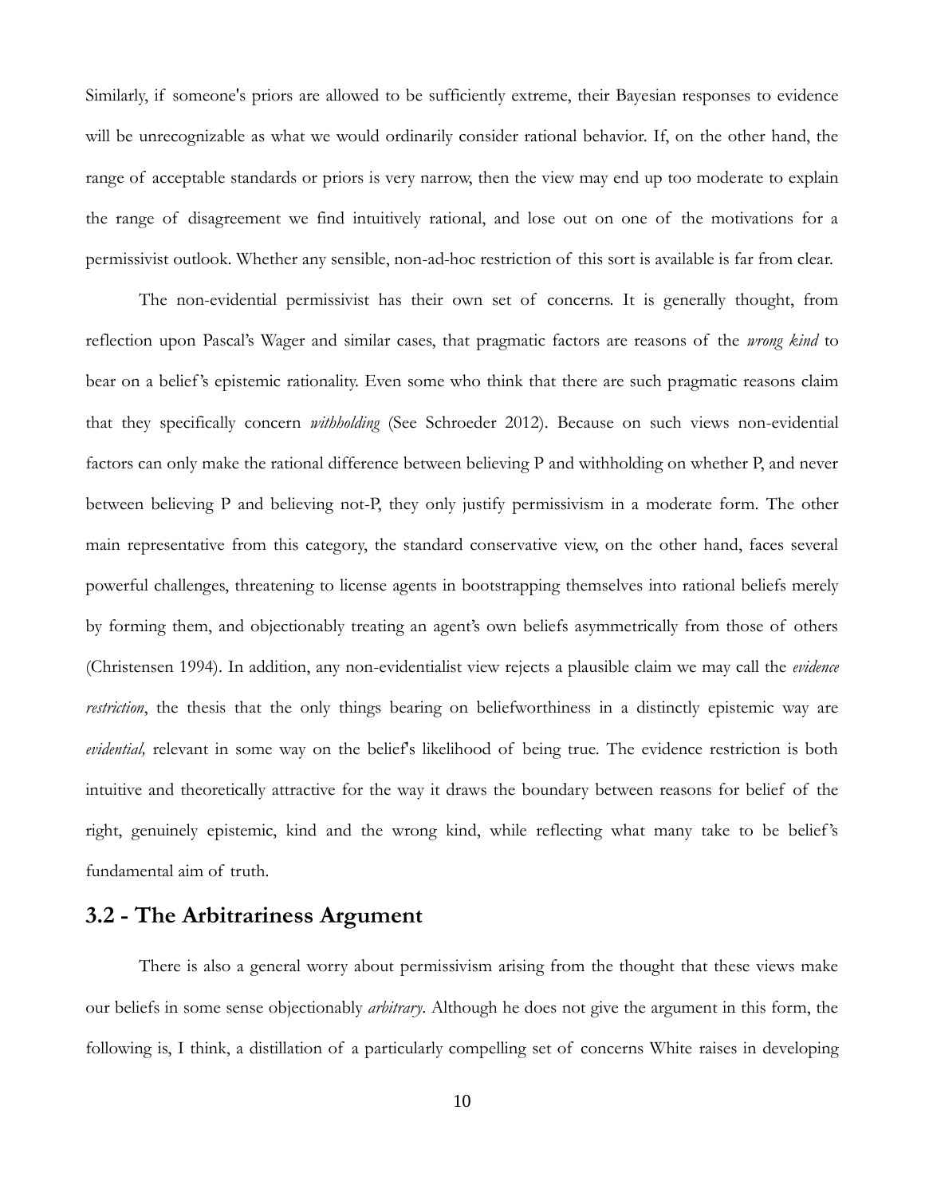Similarly, if someone's priors are allowed to be sufficiently extreme, their Bayesian responses to evidence will be unrecognizable as what we would ordinarily consider rational behavior. If, on the other hand, the range of acceptable standards or priors is very narrow, then the view may end up too moderate to explain the range of disagreement we find intuitively rational, and lose out on one of the motivations for a permissivist outlook. Whether any sensible, non-ad-hoc restriction of this sort is available is far from clear.

The non-evidential permissivist has their own set of concerns. It is generally thought, from reflection upon Pascal's Wager and similar cases, that pragmatic factors are reasons of the *wrong kind* to bear on a belief's epistemic rationality. Even some who think that there are such pragmatic reasons claim that they specifically concern *withholding* (See Schroeder 2012). Because on such views non-evidential factors can only make the rational difference between believing P and withholding on whether P, and never between believing P and believing not-P, they only justify permissivism in a moderate form. The other main representative from this category, the standard conservative view, on the other hand, faces several powerful challenges, threatening to license agents in bootstrapping themselves into rational beliefs merely by forming them, and objectionably treating an agent's own beliefs asymmetrically from those of others (Christensen 1994). In addition, any non-evidentialist view rejects a plausible claim we may call the *evidence restriction*, the thesis that the only things bearing on beliefworthiness in a distinctly epistemic way are *evidential,* relevant in some way on the belief's likelihood of being true. The evidence restriction is both intuitive and theoretically attractive for the way it draws the boundary between reasons for belief of the right, genuinely epistemic, kind and the wrong kind, while reflecting what many take to be belief's fundamental aim of truth.

## 3.2 - The Arbitrariness Argument

There is also a general worry about permissivism arising from the thought that these views make our beliefs in some sense objectionably *arbitrary*. Although he does not give the argument in this form, the following is, I think, a distillation of a particularly compelling set of concerns White raises in developing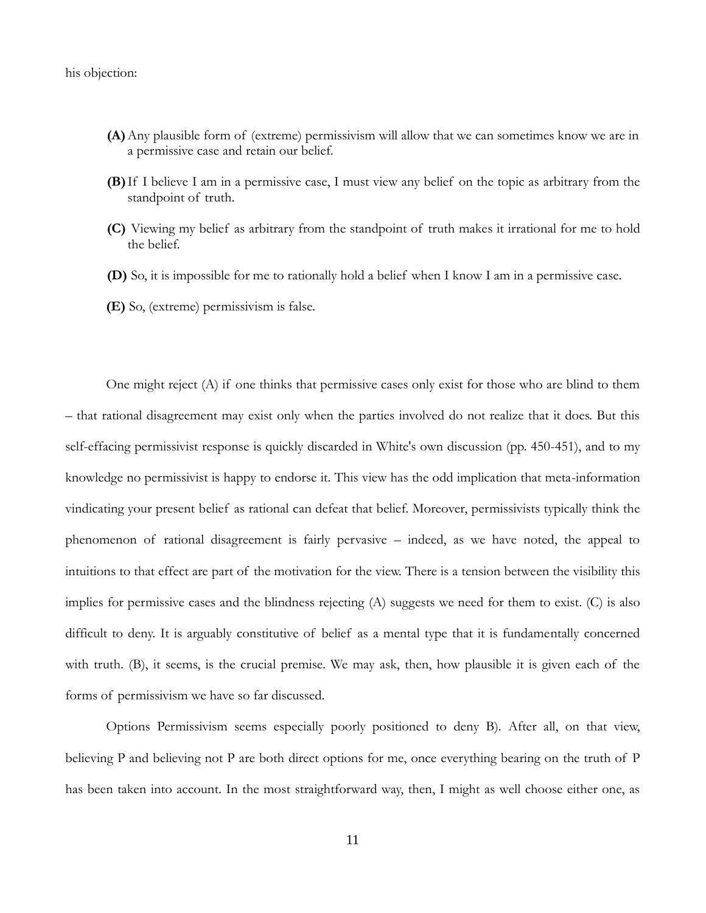his objection:

- **(A)** Any plausible form of (extreme) permissivism will allow that we can sometimes know we are in a permissive case and retain our belief.
- **(B)** If I believe I am in a permissive case, I must view any belief on the topic as arbitrary from the standpoint of truth.
- **(C)** Viewing my belief as arbitrary from the standpoint of truth makes it irrational for me to hold the belief.
- **(D)** So, it is impossible for me to rationally hold a belief when I know I am in a permissive case.
- **(E)** So, (extreme) permissivism is false.

One might reject (A) if one thinks that permissive cases only exist for those who are blind to them – that rational disagreement may exist only when the parties involved do not realize that it does. But this self-effacing permissivist response is quickly discarded in White's own discussion (pp. 450-451), and to my knowledge no permissivist is happy to endorse it. This view has the odd implication that meta-information vindicating your present belief as rational can defeat that belief. Moreover, permissivists typically think the phenomenon of rational disagreement is fairly pervasive – indeed, as we have noted, the appeal to intuitions to that effect are part of the motivation for the view. There is a tension between the visibility this implies for permissive cases and the blindness rejecting (A) suggests we need for them to exist. (C) is also difficult to deny. It is arguably constitutive of belief as a mental type that it is fundamentally concerned with truth. (B), it seems, is the crucial premise. We may ask, then, how plausible it is given each of the forms of permissivism we have so far discussed.

Options Permissivism seems especially poorly positioned to deny B). After all, on that view, believing P and believing not P are both direct options for me, once everything bearing on the truth of P has been taken into account. In the most straightforward way, then, I might as well choose either one, as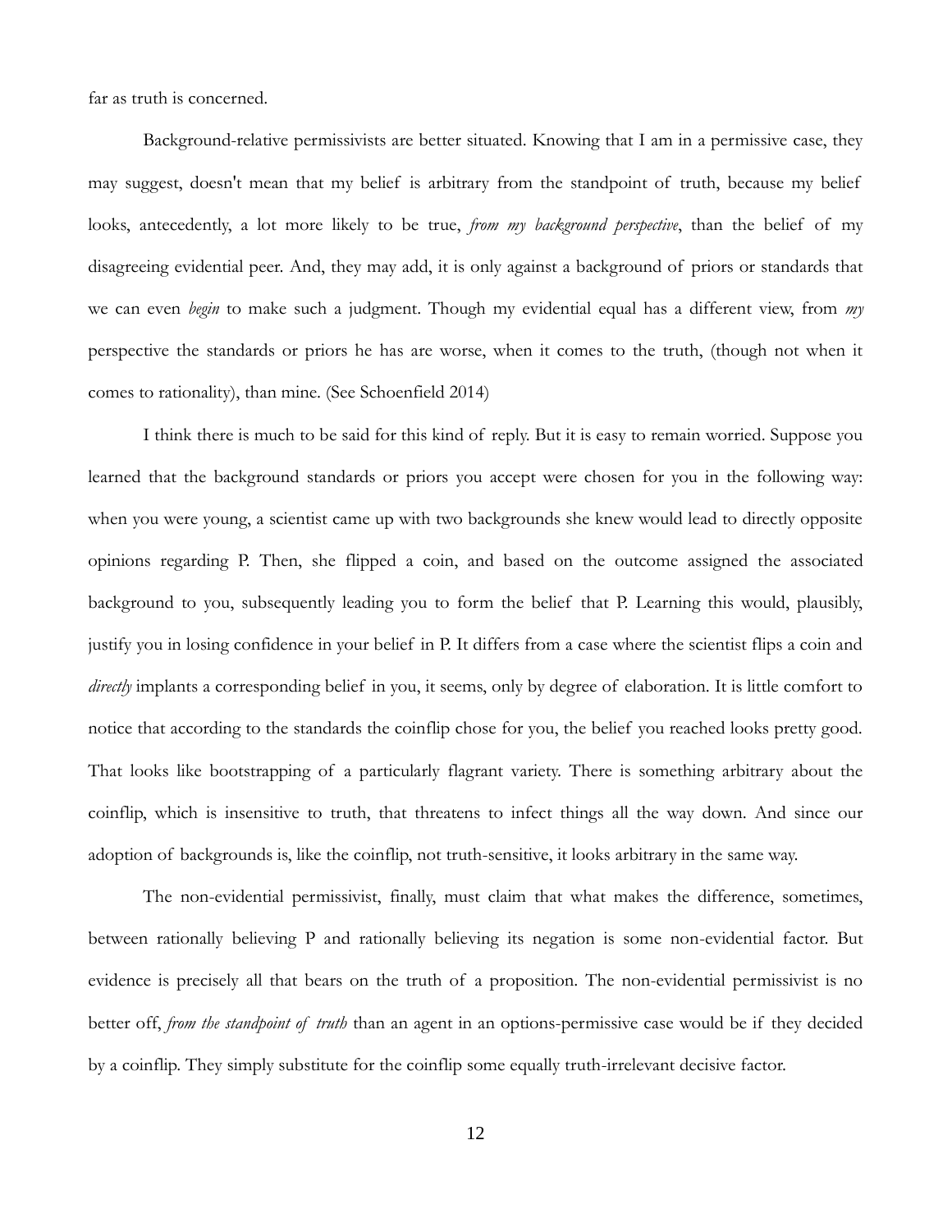far as truth is concerned.

Background-relative permissivists are better situated. Knowing that I am in a permissive case, they may suggest, doesn't mean that my belief is arbitrary from the standpoint of truth, because my belief looks, antecedently, a lot more likely to be true, *from my background perspective*, than the belief of my disagreeing evidential peer. And, they may add, it is only against a background of priors or standards that we can even *begin* to make such a judgment. Though my evidential equal has a different view, from *my* perspective the standards or priors he has are worse, when it comes to the truth, (though not when it comes to rationality), than mine. (See Schoenfield 2014)

I think there is much to be said for this kind of reply. But it is easy to remain worried. Suppose you learned that the background standards or priors you accept were chosen for you in the following way: when you were young, a scientist came up with two backgrounds she knew would lead to directly opposite opinions regarding P. Then, she flipped a coin, and based on the outcome assigned the associated background to you, subsequently leading you to form the belief that P. Learning this would, plausibly, justify you in losing confidence in your belief in P. It differs from a case where the scientist flips a coin and *directly* implants a corresponding belief in you, it seems, only by degree of elaboration. It is little comfort to notice that according to the standards the coinflip chose for you, the belief you reached looks pretty good. That looks like bootstrapping of a particularly flagrant variety. There is something arbitrary about the coinflip, which is insensitive to truth, that threatens to infect things all the way down. And since our adoption of backgrounds is, like the coinflip, not truth-sensitive, it looks arbitrary in the same way.

The non-evidential permissivist, finally, must claim that what makes the difference, sometimes, between rationally believing P and rationally believing its negation is some non-evidential factor. But evidence is precisely all that bears on the truth of a proposition. The non-evidential permissivist is no better off, *from the standpoint of truth* than an agent in an options-permissive case would be if they decided by a coinflip. They simply substitute for the coinflip some equally truth-irrelevant decisive factor.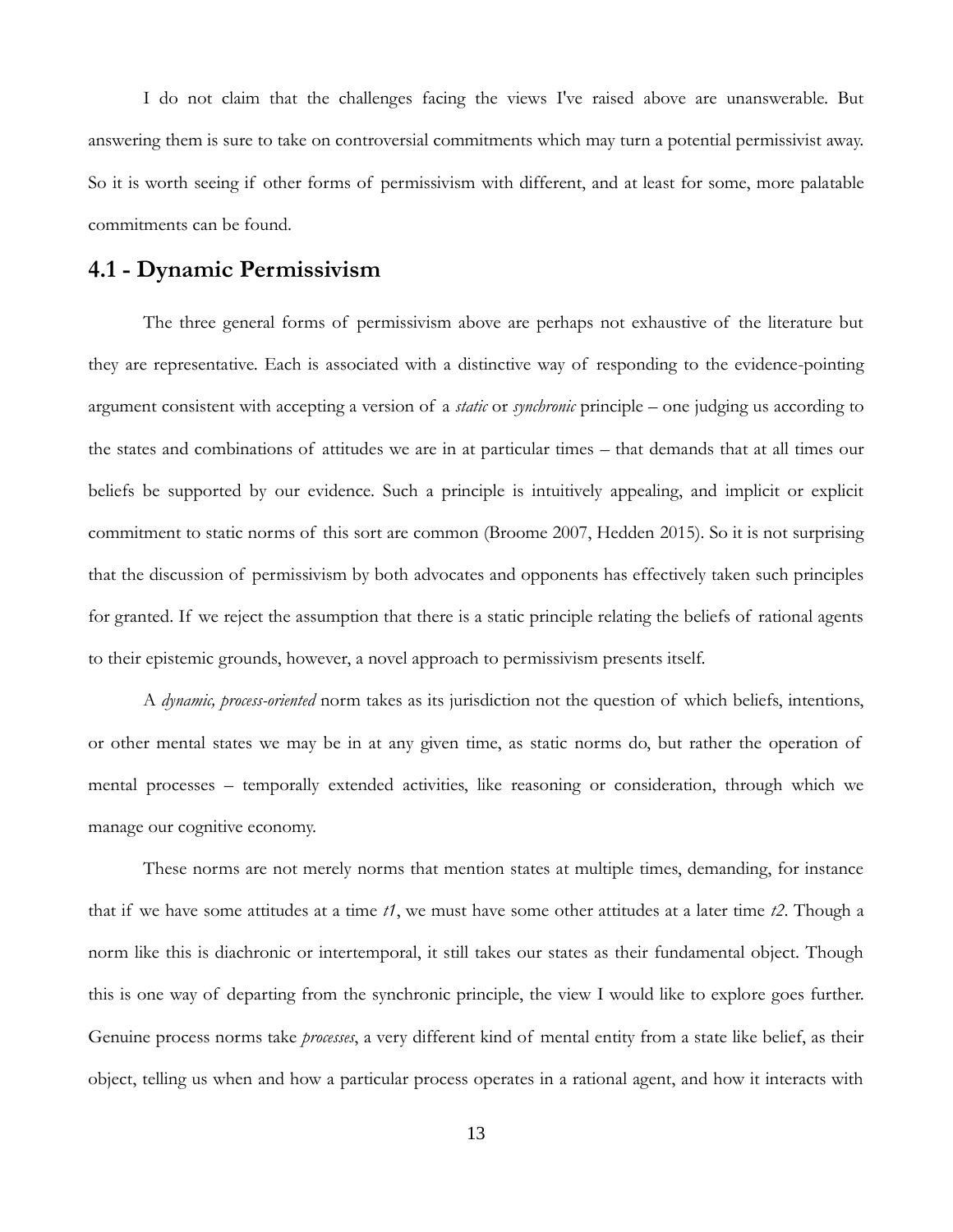I do not claim that the challenges facing the views I've raised above are unanswerable. But answering them is sure to take on controversial commitments which may turn a potential permissivist away. So it is worth seeing if other forms of permissivism with different, and at least for some, more palatable commitments can be found.

## 4.1 - Dynamic Permissivism

The three general forms of permissivism above are perhaps not exhaustive of the literature but they are representative. Each is associated with a distinctive way of responding to the evidence-pointing argument consistent with accepting a version of a *static* or *synchronic* principle – one judging us according to the states and combinations of attitudes we are in at particular times – that demands that at all times our beliefs be supported by our evidence. Such a principle is intuitively appealing, and implicit or explicit commitment to static norms of this sort are common (Broome 2007, Hedden 2015). So it is not surprising that the discussion of permissivism by both advocates and opponents has effectively taken such principles for granted. If we reject the assumption that there is a static principle relating the beliefs of rational agents to their epistemic grounds, however, a novel approach to permissivism presents itself.

A *dynamic, process-oriented* norm takes as its jurisdiction not the question of which beliefs, intentions, or other mental states we may be in at any given time, as static norms do, but rather the operation of mental processes – temporally extended activities, like reasoning or consideration, through which we manage our cognitive economy.

These norms are not merely norms that mention states at multiple times, demanding, for instance that if we have some attitudes at a time *t1*, we must have some other attitudes at a later time *t2*. Though a norm like this is diachronic or intertemporal, it still takes our states as their fundamental object. Though this is one way of departing from the synchronic principle, the view I would like to explore goes further. Genuine process norms take *processes*, a very different kind of mental entity from a state like belief, as their object, telling us when and how a particular process operates in a rational agent, and how it interacts with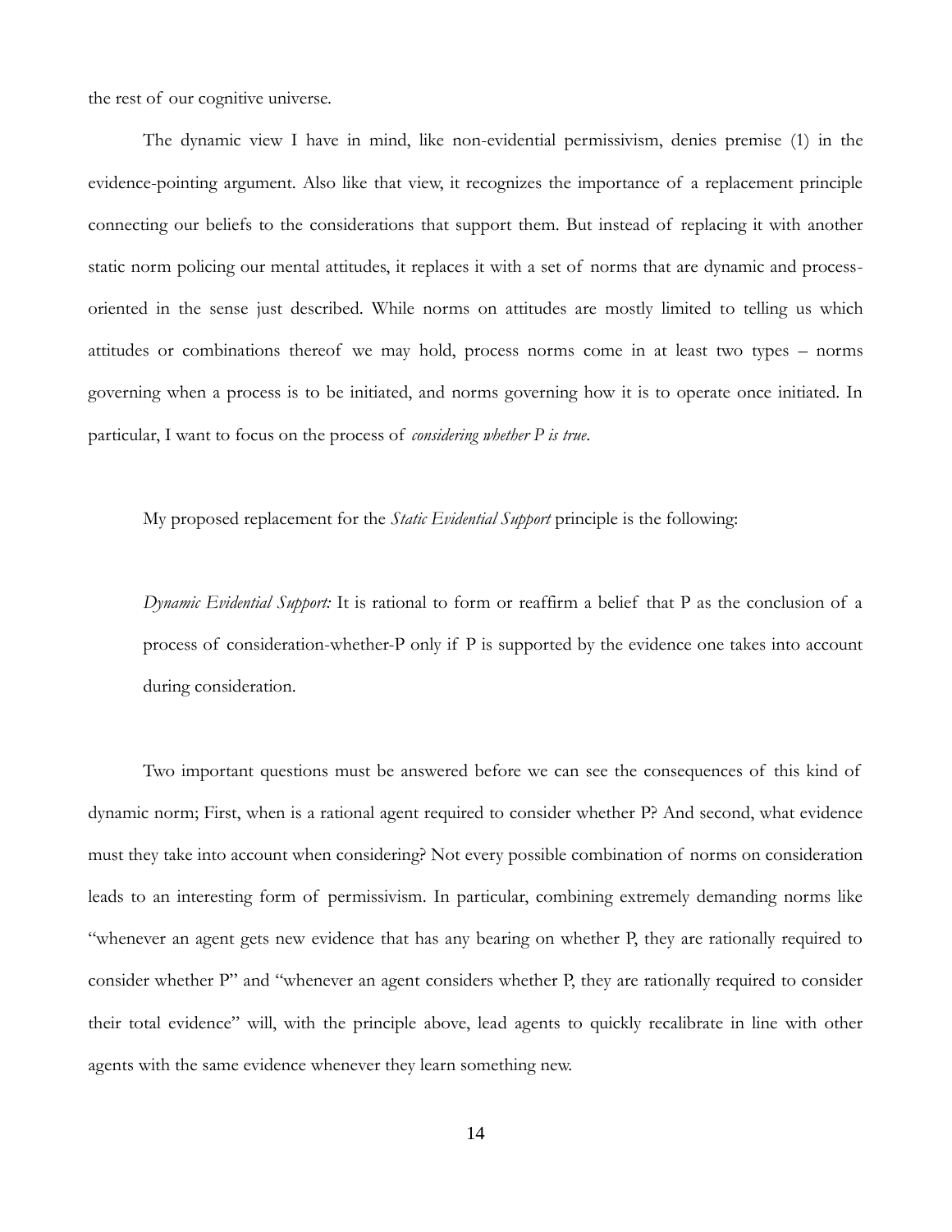the rest of our cognitive universe.

The dynamic view I have in mind, like non-evidential permissivism, denies premise (1) in the evidence-pointing argument. Also like that view, it recognizes the importance of a replacement principle connecting our beliefs to the considerations that support them. But instead of replacing it with another static norm policing our mental attitudes, it replaces it with a set of norms that are dynamic and process-oriented in the sense just described. While norms on attitudes are mostly limited to telling us which attitudes or combinations thereof we may hold, process norms come in at least two types – norms governing when a process is to be initiated, and norms governing how it is to operate once initiated. In particular, I want to focus on the process of *considering whether P is true*.

My proposed replacement for the *Static Evidential Support* principle is the following:

> *Dynamic Evidential Support:* It is rational to form or reaffirm a belief that P as the conclusion of a process of consideration-whether-P only if P is supported by the evidence one takes into account during consideration.

Two important questions must be answered before we can see the consequences of this kind of dynamic norm; First, when is a rational agent required to consider whether P? And second, what evidence must they take into account when considering? Not every possible combination of norms on consideration leads to an interesting form of permissivism. In particular, combining extremely demanding norms like "whenever an agent gets new evidence that has any bearing on whether P, they are rationally required to consider whether P" and "whenever an agent considers whether P, they are rationally required to consider their total evidence" will, with the principle above, lead agents to quickly recalibrate in line with other agents with the same evidence whenever they learn something new.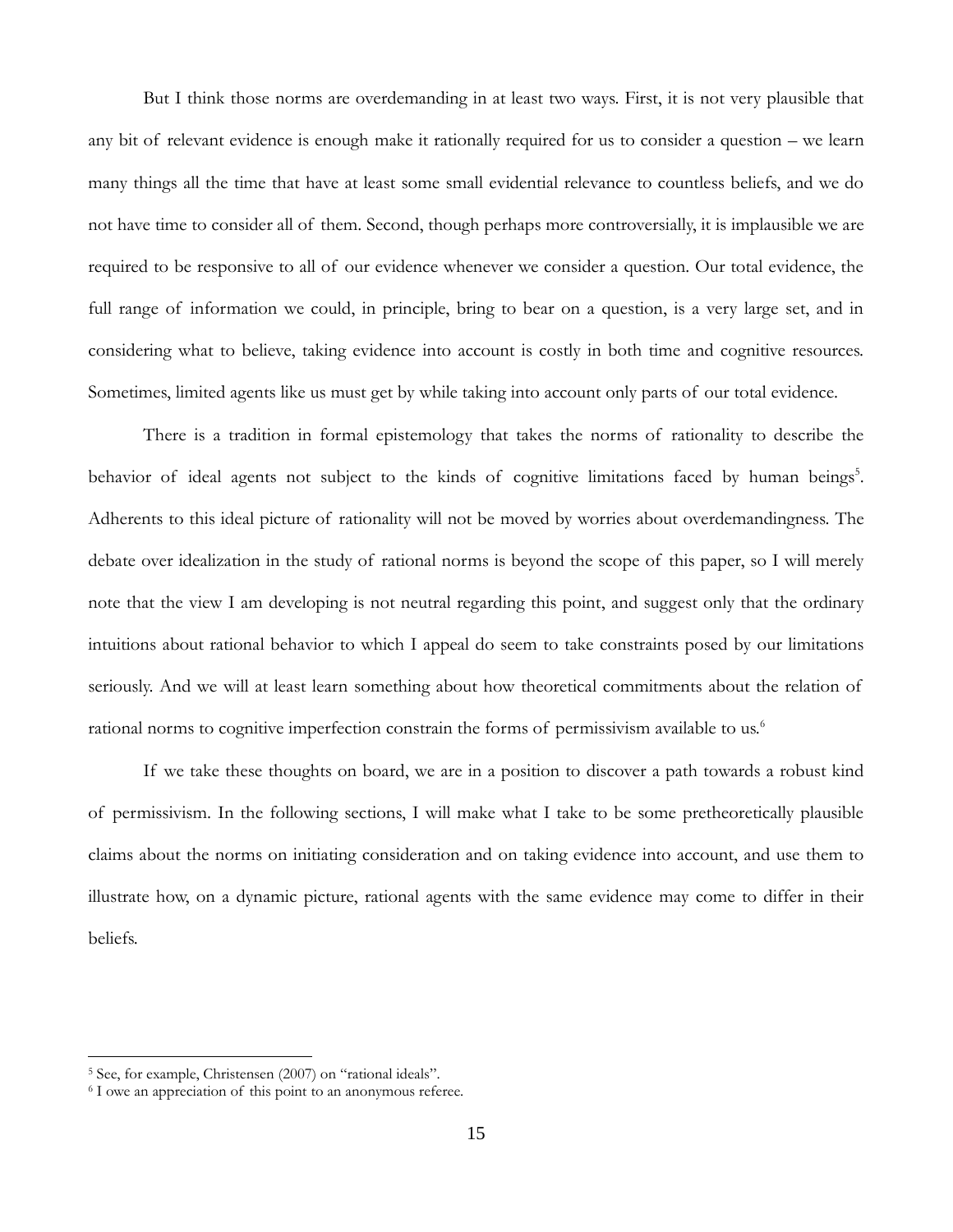But I think those norms are overdemanding in at least two ways. First, it is not very plausible that any bit of relevant evidence is enough make it rationally required for us to consider a question – we learn many things all the time that have at least some small evidential relevance to countless beliefs, and we do not have time to consider all of them. Second, though perhaps more controversially, it is implausible we are required to be responsive to all of our evidence whenever we consider a question. Our total evidence, the full range of information we could, in principle, bring to bear on a question, is a very large set, and in considering what to believe, taking evidence into account is costly in both time and cognitive resources. Sometimes, limited agents like us must get by while taking into account only parts of our total evidence.

There is a tradition in formal epistemology that takes the norms of rationality to describe the behavior of ideal agents not subject to the kinds of cognitive limitations faced by human beings[5]. Adherents to this ideal picture of rationality will not be moved by worries about overdemandingness. The debate over idealization in the study of rational norms is beyond the scope of this paper, so I will merely note that the view I am developing is not neutral regarding this point, and suggest only that the ordinary intuitions about rational behavior to which I appeal do seem to take constraints posed by our limitations seriously. And we will at least learn something about how theoretical commitments about the relation of rational norms to cognitive imperfection constrain the forms of permissivism available to us.[6]

If we take these thoughts on board, we are in a position to discover a path towards a robust kind of permissivism. In the following sections, I will make what I take to be some pretheoretically plausible claims about the norms on initiating consideration and on taking evidence into account, and use them to illustrate how, on a dynamic picture, rational agents with the same evidence may come to differ in their beliefs.

---

[5] See, for example, Christensen (2007) on "rational ideals".

[6] I owe an appreciation of this point to an anonymous referee.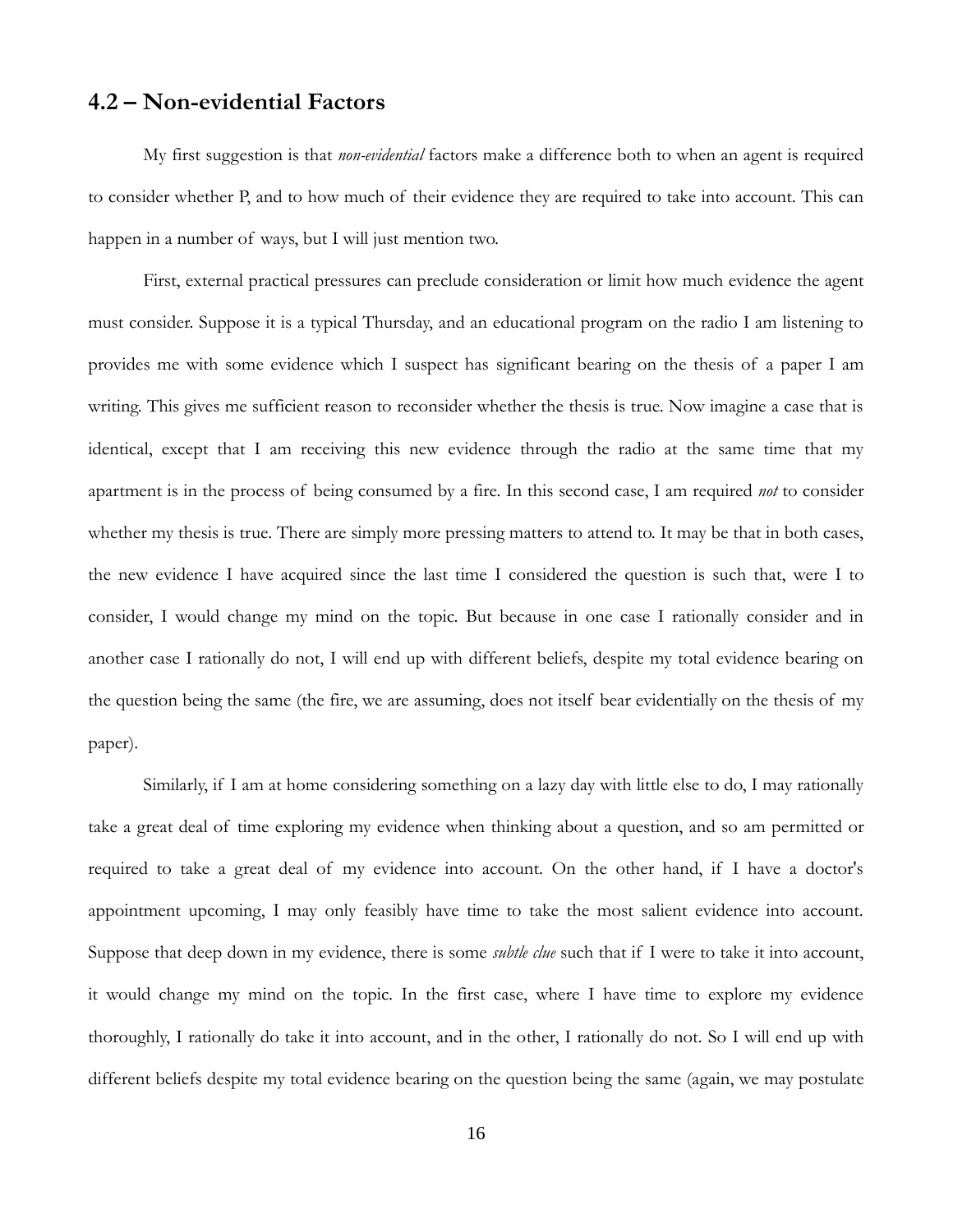## 4.2 – Non-evidential Factors

My first suggestion is that *non-evidential* factors make a difference both to when an agent is required to consider whether P, and to how much of their evidence they are required to take into account. This can happen in a number of ways, but I will just mention two.

First, external practical pressures can preclude consideration or limit how much evidence the agent must consider. Suppose it is a typical Thursday, and an educational program on the radio I am listening to provides me with some evidence which I suspect has significant bearing on the thesis of a paper I am writing. This gives me sufficient reason to reconsider whether the thesis is true. Now imagine a case that is identical, except that I am receiving this new evidence through the radio at the same time that my apartment is in the process of being consumed by a fire. In this second case, I am required *not* to consider whether my thesis is true. There are simply more pressing matters to attend to. It may be that in both cases, the new evidence I have acquired since the last time I considered the question is such that, were I to consider, I would change my mind on the topic. But because in one case I rationally consider and in another case I rationally do not, I will end up with different beliefs, despite my total evidence bearing on the question being the same (the fire, we are assuming, does not itself bear evidentially on the thesis of my paper).

Similarly, if I am at home considering something on a lazy day with little else to do, I may rationally take a great deal of time exploring my evidence when thinking about a question, and so am permitted or required to take a great deal of my evidence into account. On the other hand, if I have a doctor's appointment upcoming, I may only feasibly have time to take the most salient evidence into account. Suppose that deep down in my evidence, there is some *subtle clue* such that if I were to take it into account, it would change my mind on the topic. In the first case, where I have time to explore my evidence thoroughly, I rationally do take it into account, and in the other, I rationally do not. So I will end up with different beliefs despite my total evidence bearing on the question being the same (again, we may postulate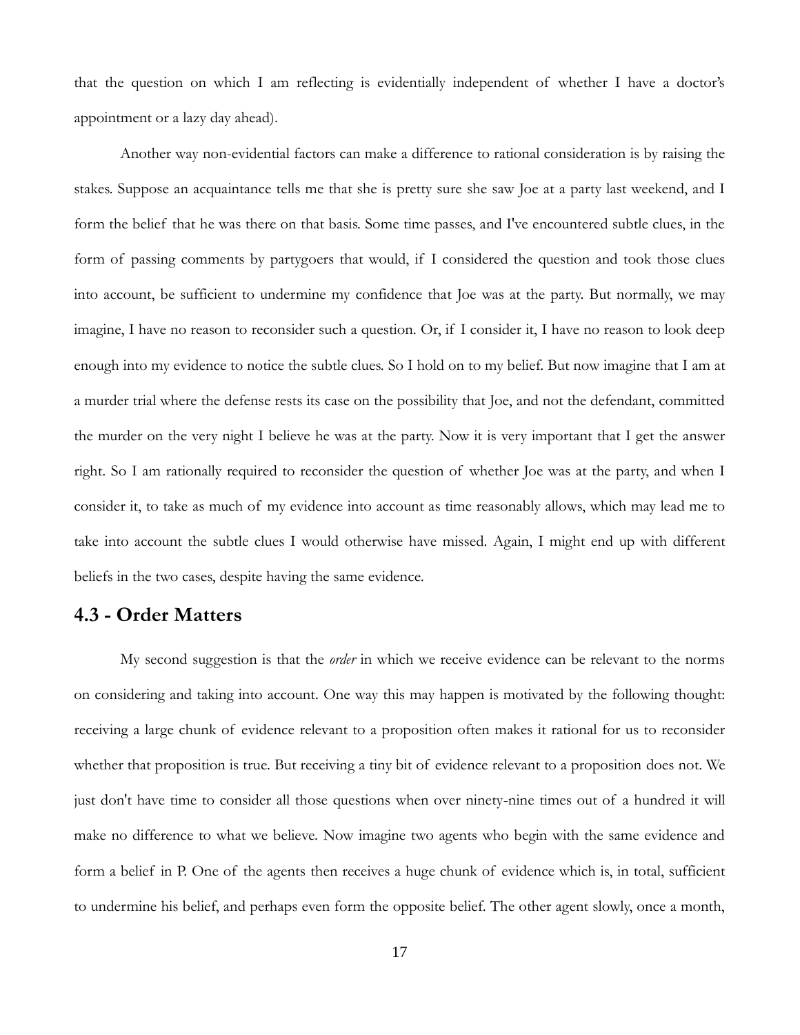that the question on which I am reflecting is evidentially independent of whether I have a doctor's appointment or a lazy day ahead).

Another way non-evidential factors can make a difference to rational consideration is by raising the stakes. Suppose an acquaintance tells me that she is pretty sure she saw Joe at a party last weekend, and I form the belief that he was there on that basis. Some time passes, and I've encountered subtle clues, in the form of passing comments by partygoers that would, if I considered the question and took those clues into account, be sufficient to undermine my confidence that Joe was at the party. But normally, we may imagine, I have no reason to reconsider such a question. Or, if I consider it, I have no reason to look deep enough into my evidence to notice the subtle clues. So I hold on to my belief. But now imagine that I am at a murder trial where the defense rests its case on the possibility that Joe, and not the defendant, committed the murder on the very night I believe he was at the party. Now it is very important that I get the answer right. So I am rationally required to reconsider the question of whether Joe was at the party, and when I consider it, to take as much of my evidence into account as time reasonably allows, which may lead me to take into account the subtle clues I would otherwise have missed. Again, I might end up with different beliefs in the two cases, despite having the same evidence.

## 4.3 - Order Matters

My second suggestion is that the *order* in which we receive evidence can be relevant to the norms on considering and taking into account. One way this may happen is motivated by the following thought: receiving a large chunk of evidence relevant to a proposition often makes it rational for us to reconsider whether that proposition is true. But receiving a tiny bit of evidence relevant to a proposition does not. We just don't have time to consider all those questions when over ninety-nine times out of a hundred it will make no difference to what we believe. Now imagine two agents who begin with the same evidence and form a belief in P. One of the agents then receives a huge chunk of evidence which is, in total, sufficient to undermine his belief, and perhaps even form the opposite belief. The other agent slowly, once a month,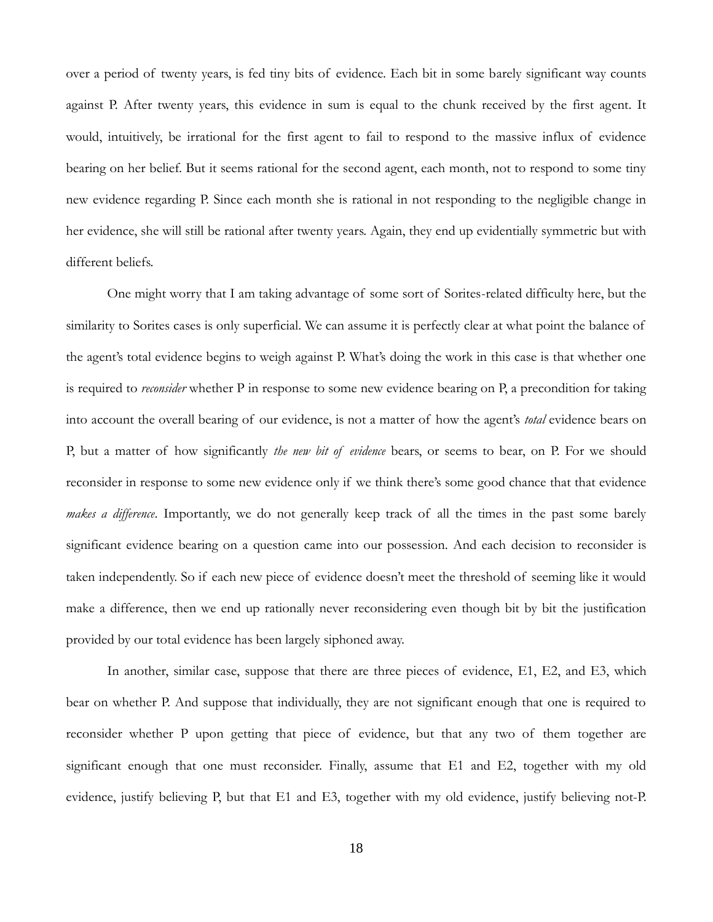over a period of twenty years, is fed tiny bits of evidence. Each bit in some barely significant way counts against P. After twenty years, this evidence in sum is equal to the chunk received by the first agent. It would, intuitively, be irrational for the first agent to fail to respond to the massive influx of evidence bearing on her belief. But it seems rational for the second agent, each month, not to respond to some tiny new evidence regarding P. Since each month she is rational in not responding to the negligible change in her evidence, she will still be rational after twenty years. Again, they end up evidentially symmetric but with different beliefs.

One might worry that I am taking advantage of some sort of Sorites-related difficulty here, but the similarity to Sorites cases is only superficial. We can assume it is perfectly clear at what point the balance of the agent's total evidence begins to weigh against P. What's doing the work in this case is that whether one is required to *reconsider* whether P in response to some new evidence bearing on P, a precondition for taking into account the overall bearing of our evidence, is not a matter of how the agent's *total* evidence bears on P, but a matter of how significantly *the new bit of evidence* bears, or seems to bear, on P. For we should reconsider in response to some new evidence only if we think there's some good chance that that evidence *makes a difference*. Importantly, we do not generally keep track of all the times in the past some barely significant evidence bearing on a question came into our possession. And each decision to reconsider is taken independently. So if each new piece of evidence doesn't meet the threshold of seeming like it would make a difference, then we end up rationally never reconsidering even though bit by bit the justification provided by our total evidence has been largely siphoned away.

In another, similar case, suppose that there are three pieces of evidence, E1, E2, and E3, which bear on whether P. And suppose that individually, they are not significant enough that one is required to reconsider whether P upon getting that piece of evidence, but that any two of them together are significant enough that one must reconsider. Finally, assume that E1 and E2, together with my old evidence, justify believing P, but that E1 and E3, together with my old evidence, justify believing not-P.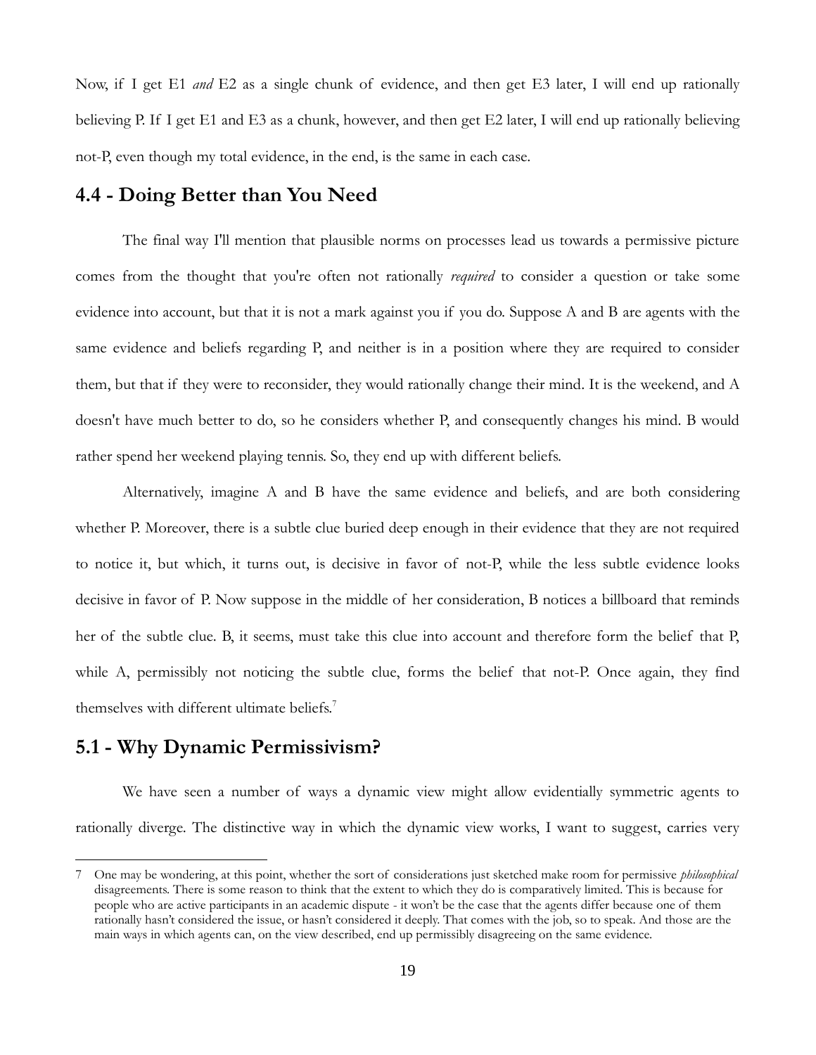Now, if I get E1 *and* E2 as a single chunk of evidence, and then get E3 later, I will end up rationally believing P. If I get E1 and E3 as a chunk, however, and then get E2 later, I will end up rationally believing not-P, even though my total evidence, in the end, is the same in each case.

## 4.4 - Doing Better than You Need

The final way I'll mention that plausible norms on processes lead us towards a permissive picture comes from the thought that you're often not rationally *required* to consider a question or take some evidence into account, but that it is not a mark against you if you do. Suppose A and B are agents with the same evidence and beliefs regarding P, and neither is in a position where they are required to consider them, but that if they were to reconsider, they would rationally change their mind. It is the weekend, and A doesn't have much better to do, so he considers whether P, and consequently changes his mind. B would rather spend her weekend playing tennis. So, they end up with different beliefs.

Alternatively, imagine A and B have the same evidence and beliefs, and are both considering whether P. Moreover, there is a subtle clue buried deep enough in their evidence that they are not required to notice it, but which, it turns out, is decisive in favor of not-P, while the less subtle evidence looks decisive in favor of P. Now suppose in the middle of her consideration, B notices a billboard that reminds her of the subtle clue. B, it seems, must take this clue into account and therefore form the belief that P, while A, permissibly not noticing the subtle clue, forms the belief that not-P. Once again, they find themselves with different ultimate beliefs.[7]

## 5.1 - Why Dynamic Permissivism?

We have seen a number of ways a dynamic view might allow evidentially symmetric agents to rationally diverge. The distinctive way in which the dynamic view works, I want to suggest, carries very

---

7 One may be wondering, at this point, whether the sort of considerations just sketched make room for permissive *philosophical* disagreements. There is some reason to think that the extent to which they do is comparatively limited. This is because for people who are active participants in an academic dispute - it won't be the case that the agents differ because one of them rationally hasn't considered the issue, or hasn't considered it deeply. That comes with the job, so to speak. And those are the main ways in which agents can, on the view described, end up permissibly disagreeing on the same evidence.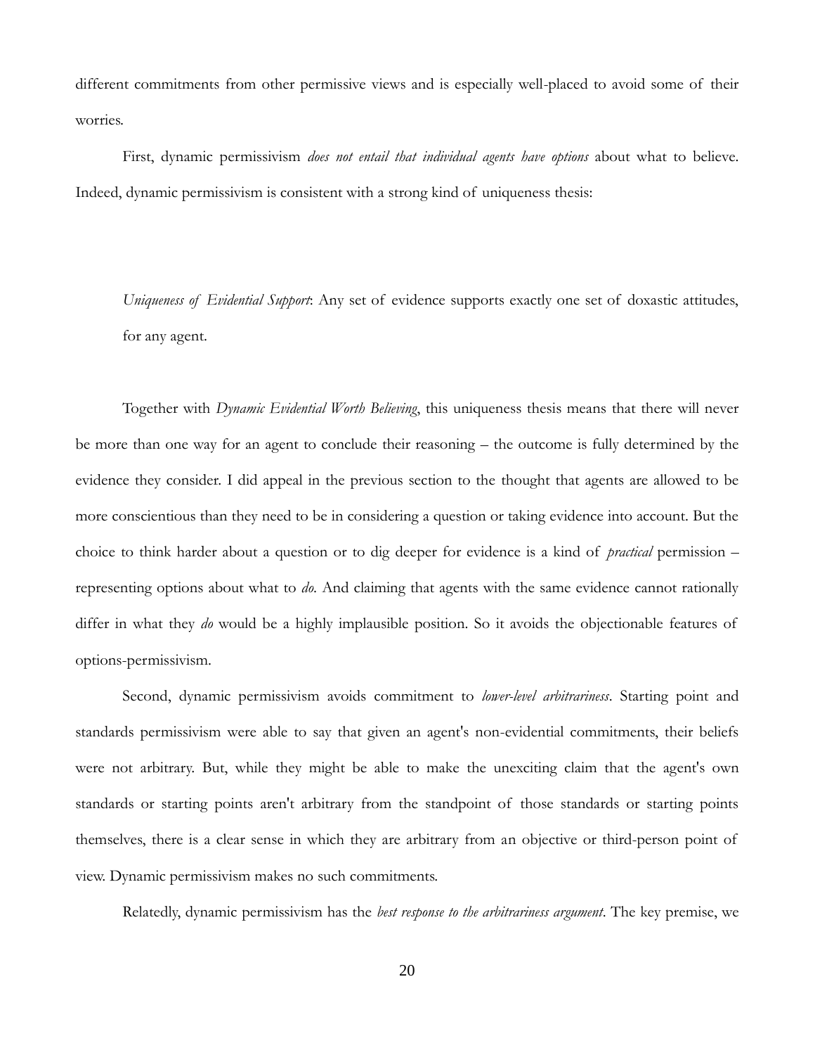different commitments from other permissive views and is especially well-placed to avoid some of their worries.

First, dynamic permissivism *does not entail that individual agents have options* about what to believe. Indeed, dynamic permissivism is consistent with a strong kind of uniqueness thesis:

> *Uniqueness of Evidential Support*: Any set of evidence supports exactly one set of doxastic attitudes, for any agent.

Together with *Dynamic Evidential Worth Believing*, this uniqueness thesis means that there will never be more than one way for an agent to conclude their reasoning – the outcome is fully determined by the evidence they consider. I did appeal in the previous section to the thought that agents are allowed to be more conscientious than they need to be in considering a question or taking evidence into account. But the choice to think harder about a question or to dig deeper for evidence is a kind of *practical* permission – representing options about what to *do*. And claiming that agents with the same evidence cannot rationally differ in what they *do* would be a highly implausible position. So it avoids the objectionable features of options-permissivism.

Second, dynamic permissivism avoids commitment to *lower-level arbitrariness*. Starting point and standards permissivism were able to say that given an agent's non-evidential commitments, their beliefs were not arbitrary. But, while they might be able to make the unexciting claim that the agent's own standards or starting points aren't arbitrary from the standpoint of those standards or starting points themselves, there is a clear sense in which they are arbitrary from an objective or third-person point of view. Dynamic permissivism makes no such commitments.

Relatedly, dynamic permissivism has the *best response to the arbitrariness argument*. The key premise, we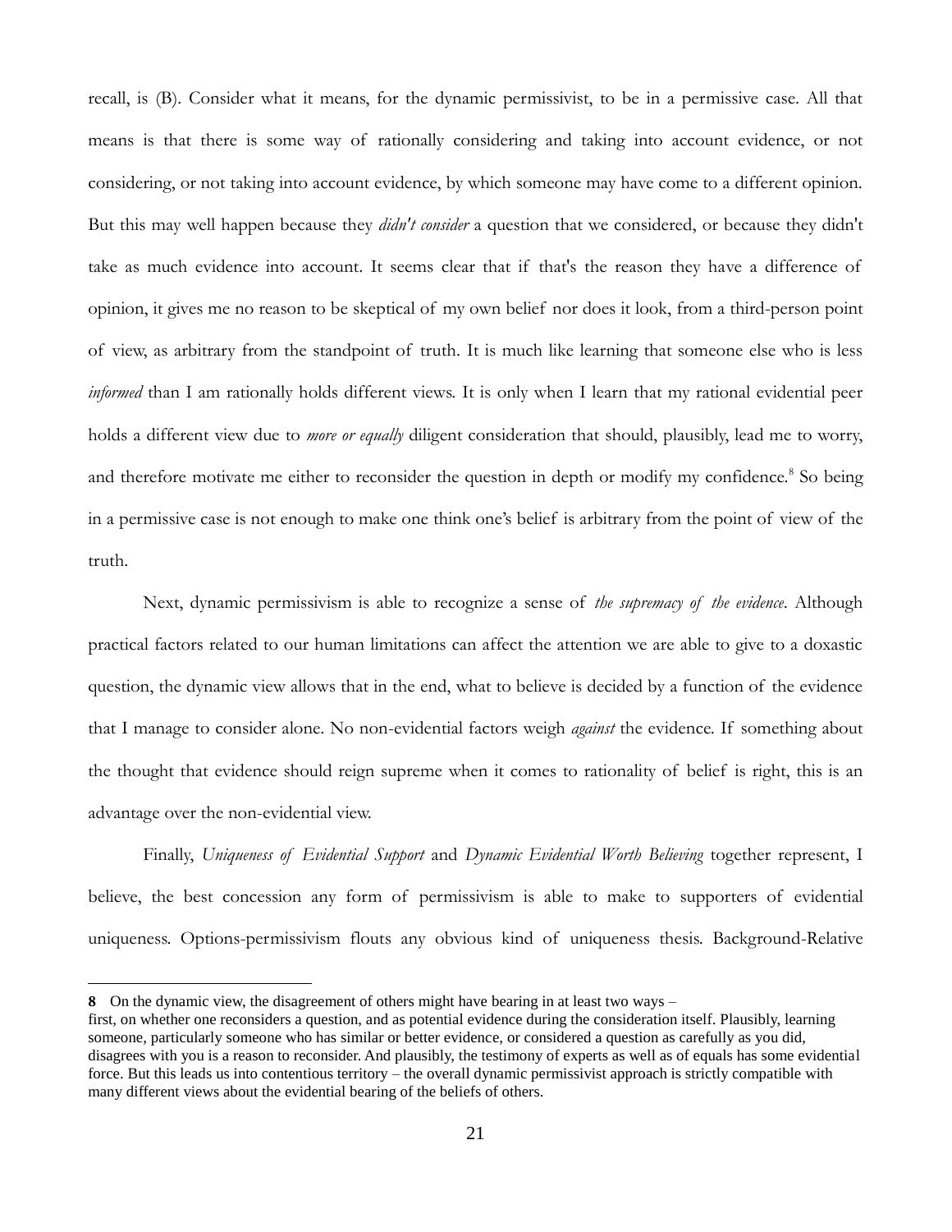recall, is (B). Consider what it means, for the dynamic permissivist, to be in a permissive case. All that means is that there is some way of rationally considering and taking into account evidence, or not considering, or not taking into account evidence, by which someone may have come to a different opinion. But this may well happen because they *didn't consider* a question that we considered, or because they didn't take as much evidence into account. It seems clear that if that's the reason they have a difference of opinion, it gives me no reason to be skeptical of my own belief nor does it look, from a third-person point of view, as arbitrary from the standpoint of truth. It is much like learning that someone else who is less *informed* than I am rationally holds different views. It is only when I learn that my rational evidential peer holds a different view due to *more or equally* diligent consideration that should, plausibly, lead me to worry, and therefore motivate me either to reconsider the question in depth or modify my confidence.[8] So being in a permissive case is not enough to make one think one's belief is arbitrary from the point of view of the truth.

Next, dynamic permissivism is able to recognize a sense of *the supremacy of the evidence*. Although practical factors related to our human limitations can affect the attention we are able to give to a doxastic question, the dynamic view allows that in the end, what to believe is decided by a function of the evidence that I manage to consider alone. No non-evidential factors weigh *against* the evidence. If something about the thought that evidence should reign supreme when it comes to rationality of belief is right, this is an advantage over the non-evidential view.

Finally, *Uniqueness of Evidential Support* and *Dynamic Evidential Worth Believing* together represent, I believe, the best concession any form of permissivism is able to make to supporters of evidential uniqueness. Options-permissivism flouts any obvious kind of uniqueness thesis. Background-Relative

---

**8** On the dynamic view, the disagreement of others might have bearing in at least two ways – first, on whether one reconsiders a question, and as potential evidence during the consideration itself. Plausibly, learning someone, particularly someone who has similar or better evidence, or considered a question as carefully as you did, disagrees with you is a reason to reconsider. And plausibly, the testimony of experts as well as of equals has some evidential force. But this leads us into contentious territory – the overall dynamic permissivist approach is strictly compatible with many different views about the evidential bearing of the beliefs of others.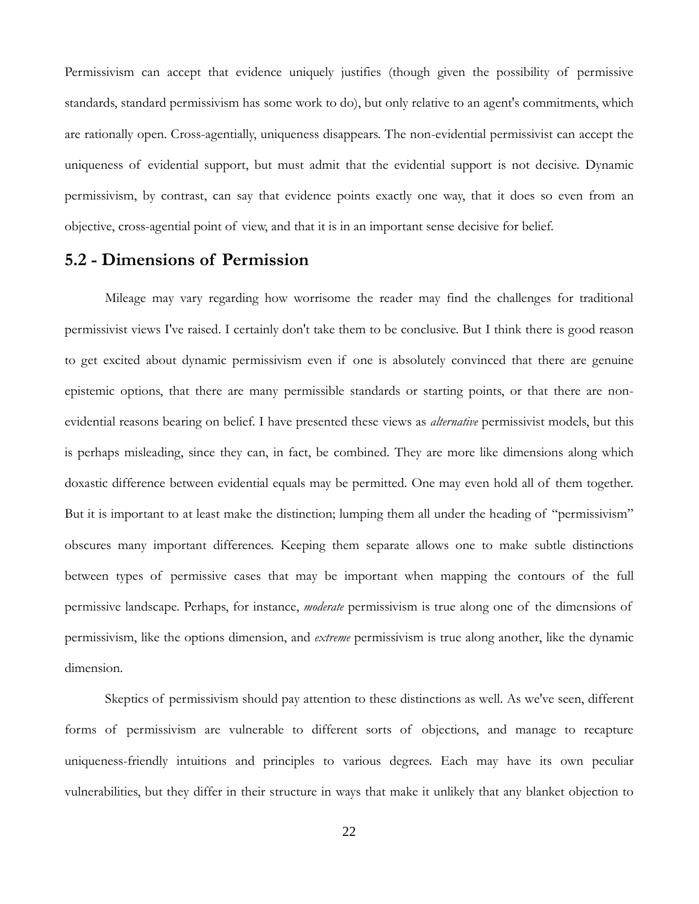Permissivism can accept that evidence uniquely justifies (though given the possibility of permissive standards, standard permissivism has some work to do), but only relative to an agent's commitments, which are rationally open. Cross-agentially, uniqueness disappears. The non-evidential permissivist can accept the uniqueness of evidential support, but must admit that the evidential support is not decisive. Dynamic permissivism, by contrast, can say that evidence points exactly one way, that it does so even from an objective, cross-agential point of view, and that it is in an important sense decisive for belief.

## 5.2 - Dimensions of Permission

Mileage may vary regarding how worrisome the reader may find the challenges for traditional permissivist views I've raised. I certainly don't take them to be conclusive. But I think there is good reason to get excited about dynamic permissivism even if one is absolutely convinced that there are genuine epistemic options, that there are many permissible standards or starting points, or that there are non-evidential reasons bearing on belief. I have presented these views as *alternative* permissivist models, but this is perhaps misleading, since they can, in fact, be combined. They are more like dimensions along which doxastic difference between evidential equals may be permitted. One may even hold all of them together. But it is important to at least make the distinction; lumping them all under the heading of "permissivism" obscures many important differences. Keeping them separate allows one to make subtle distinctions between types of permissive cases that may be important when mapping the contours of the full permissive landscape. Perhaps, for instance, *moderate* permissivism is true along one of the dimensions of permissivism, like the options dimension, and *extreme* permissivism is true along another, like the dynamic dimension.

Skeptics of permissivism should pay attention to these distinctions as well. As we've seen, different forms of permissivism are vulnerable to different sorts of objections, and manage to recapture uniqueness-friendly intuitions and principles to various degrees. Each may have its own peculiar vulnerabilities, but they differ in their structure in ways that make it unlikely that any blanket objection to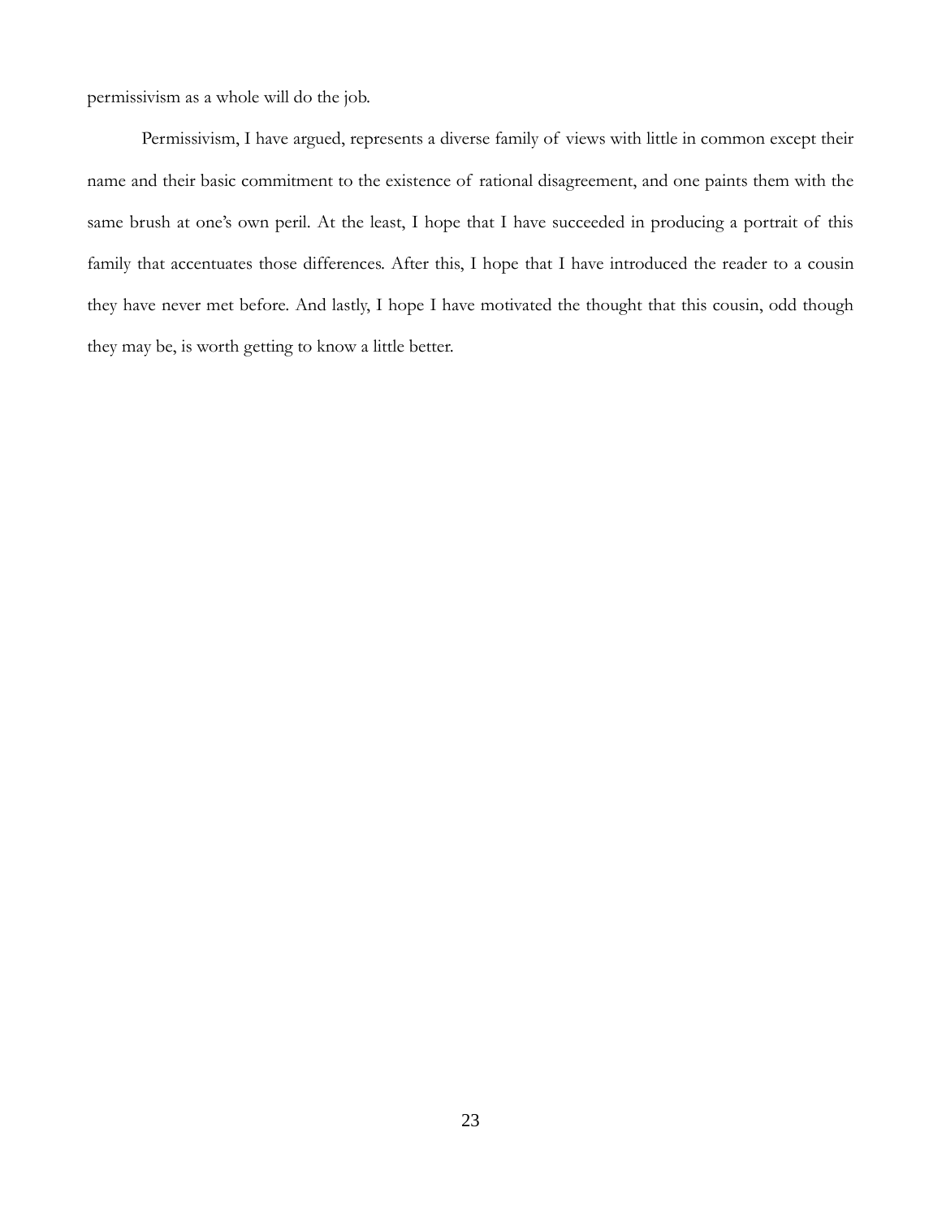permissivism as a whole will do the job.

Permissivism, I have argued, represents a diverse family of views with little in common except their name and their basic commitment to the existence of rational disagreement, and one paints them with the same brush at one's own peril. At the least, I hope that I have succeeded in producing a portrait of this family that accentuates those differences. After this, I hope that I have introduced the reader to a cousin they have never met before. And lastly, I hope I have motivated the thought that this cousin, odd though they may be, is worth getting to know a little better.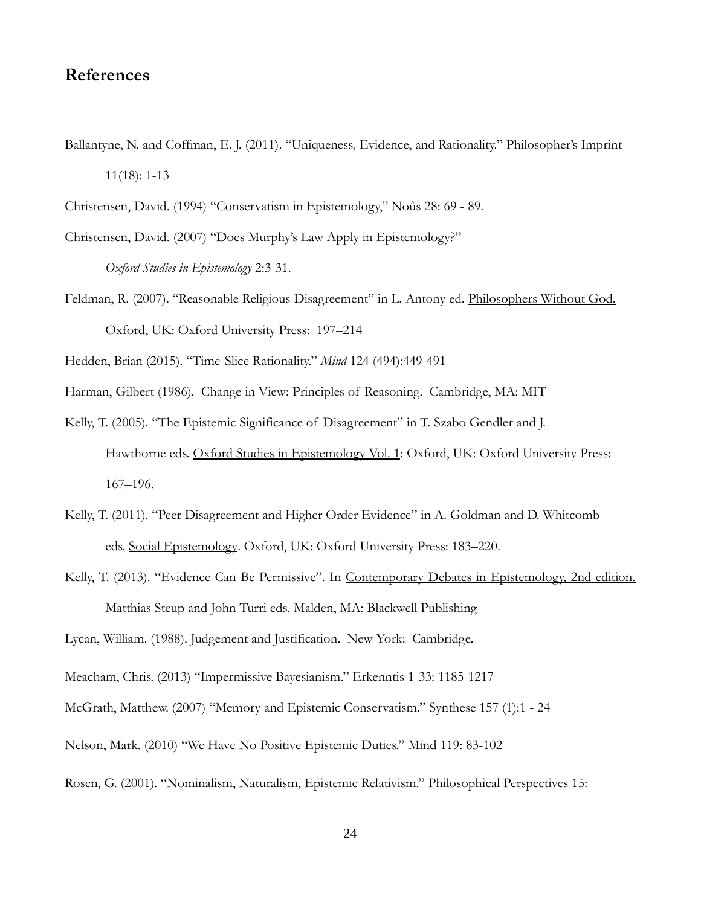## References

Ballantyne, N. and Coffman, E. J. (2011). "Uniqueness, Evidence, and Rationality." Philosopher's Imprint 11(18): 1-13

Christensen, David. (1994) "Conservatism in Epistemology," Noûs 28: 69 - 89.

Christensen, David. (2007) "Does Murphy's Law Apply in Epistemology?" *Oxford Studies in Epistemology* 2:3-31.

Feldman, R. (2007). "Reasonable Religious Disagreement" in L. Antony ed. Philosophers Without God. Oxford, UK: Oxford University Press: 197–214

Hedden, Brian (2015). "Time-Slice Rationality." *Mind* 124 (494):449-491

Harman, Gilbert (1986). Change in View: Principles of Reasoning. Cambridge, MA: MIT

Kelly, T. (2005). "The Epistemic Significance of Disagreement" in T. Szabo Gendler and J. Hawthorne eds. Oxford Studies in Epistemology Vol. 1: Oxford, UK: Oxford University Press: 167–196.

Kelly, T. (2011). "Peer Disagreement and Higher Order Evidence" in A. Goldman and D. Whitcomb eds. Social Epistemology. Oxford, UK: Oxford University Press: 183–220.

Kelly, T. (2013). "Evidence Can Be Permissive". In Contemporary Debates in Epistemology, 2nd edition. Matthias Steup and John Turri eds. Malden, MA: Blackwell Publishing

Lycan, William. (1988). Judgement and Justification. New York: Cambridge.

Meacham, Chris. (2013) "Impermissive Bayesianism." Erkenntis 1-33: 1185-1217

McGrath, Matthew. (2007) "Memory and Epistemic Conservatism." Synthese 157 (1):1 - 24

Nelson, Mark. (2010) "We Have No Positive Epistemic Duties." Mind 119: 83-102

Rosen, G. (2001). "Nominalism, Naturalism, Epistemic Relativism." Philosophical Perspectives 15: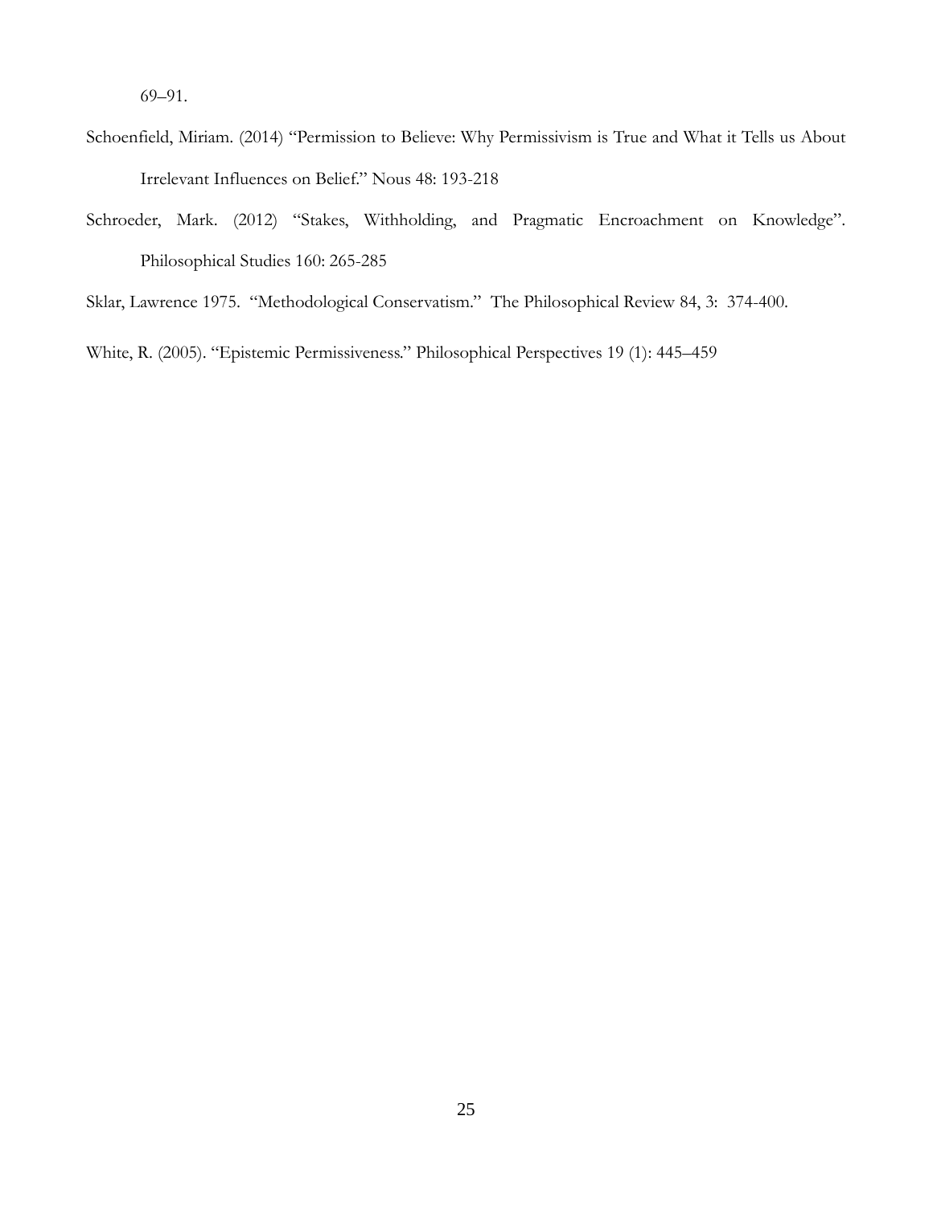69–91.

Schoenfield, Miriam. (2014) "Permission to Believe: Why Permissivism is True and What it Tells us About Irrelevant Influences on Belief." Nous 48: 193-218

Schroeder, Mark. (2012) "Stakes, Withholding, and Pragmatic Encroachment on Knowledge". Philosophical Studies 160: 265-285

Sklar, Lawrence 1975. "Methodological Conservatism." The Philosophical Review 84, 3: 374-400.

White, R. (2005). "Epistemic Permissiveness." Philosophical Perspectives 19 (1): 445–459